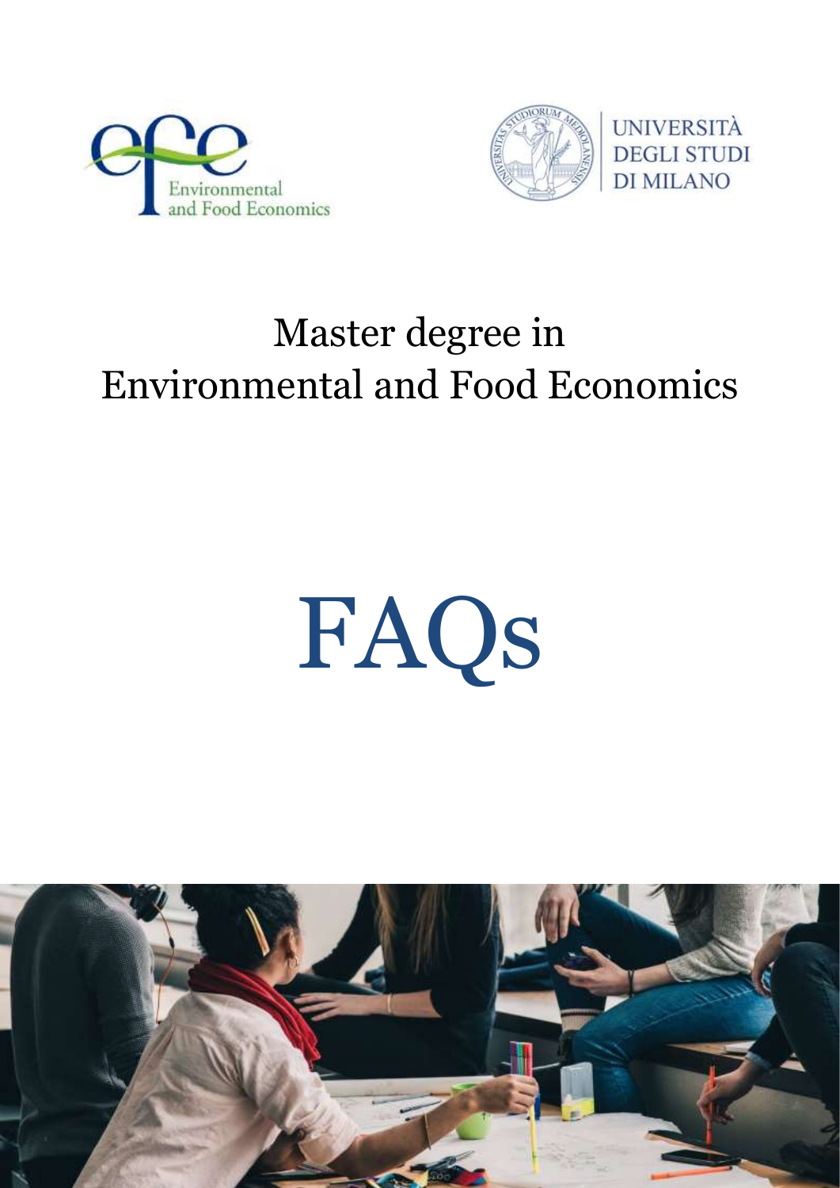Environmental and Food Economics

UNIVERSITÀ DEGLI STUDI DI MILANO

# Master degree in Environmental and Food Economics

# FAQs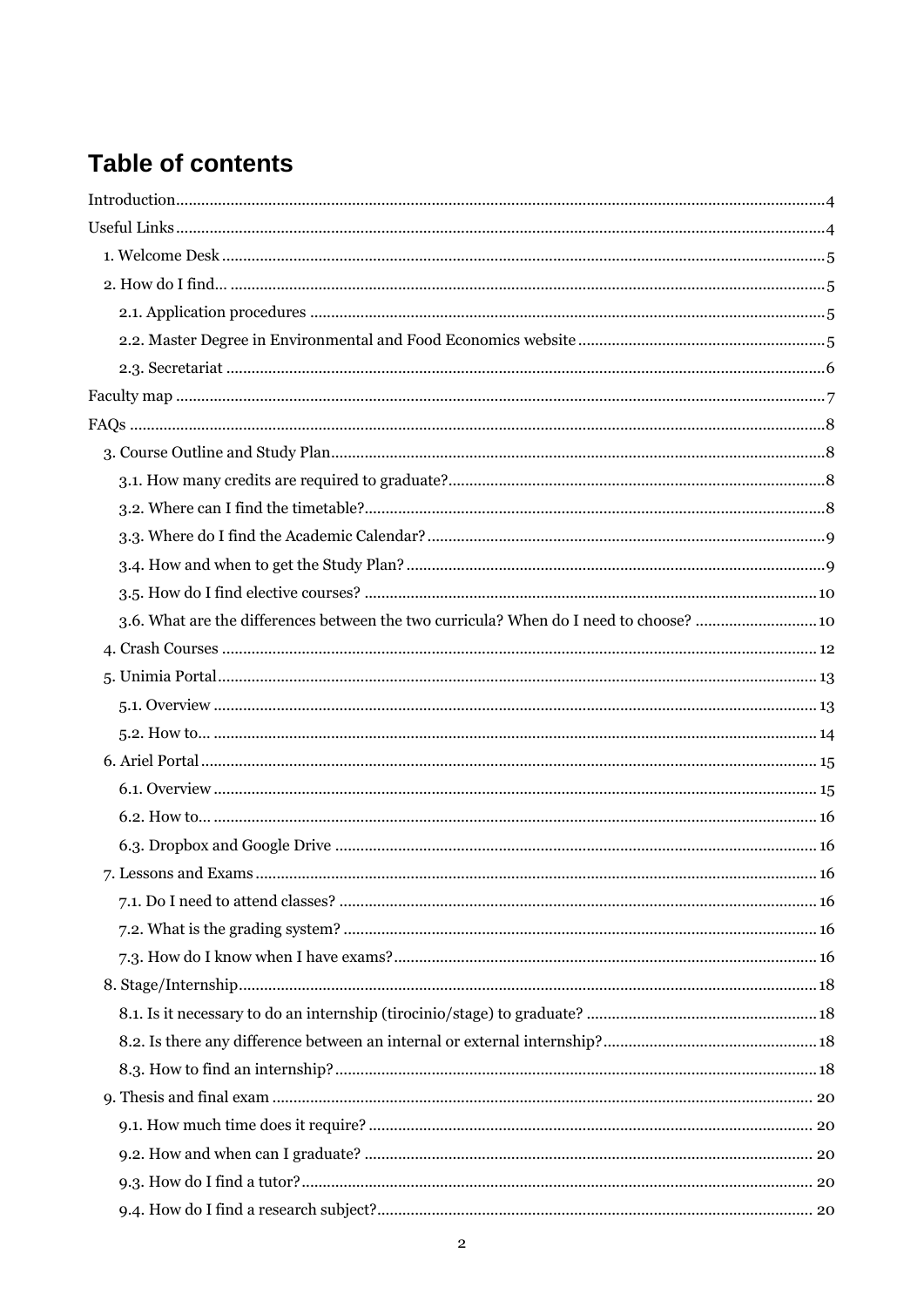# Table of contents

Introduction ... 4
Useful Links ... 4
- 1. Welcome Desk ... 5
- 2. How do I find... ... 5
  - 2.1. Application procedures ... 5
  - 2.2. Master Degree in Environmental and Food Economics website ... 5
  - 2.3. Secretariat ... 6

Faculty map ... 7
FAQs ... 8
- 3. Course Outline and Study Plan ... 8
  - 3.1. How many credits are required to graduate? ... 8
  - 3.2. Where can I find the timetable? ... 8
  - 3.3. Where do I find the Academic Calendar? ... 9
  - 3.4. How and when to get the Study Plan? ... 9
  - 3.5. How do I find elective courses? ... 10
  - 3.6. What are the differences between the two curricula? When do I need to choose? ... 10
- 4. Crash Courses ... 12
- 5. Unimia Portal ... 13
  - 5.1. Overview ... 13
  - 5.2. How to... ... 14
- 6. Ariel Portal ... 15
  - 6.1. Overview ... 15
  - 6.2. How to... ... 16
  - 6.3. Dropbox and Google Drive ... 16
- 7. Lessons and Exams ... 16
  - 7.1. Do I need to attend classes? ... 16
  - 7.2. What is the grading system? ... 16
  - 7.3. How do I know when I have exams? ... 16
- 8. Stage/Internship ... 18
  - 8.1. Is it necessary to do an internship (tirocinio/stage) to graduate? ... 18
  - 8.2. Is there any difference between an internal or external internship? ... 18
  - 8.3. How to find an internship? ... 18
- 9. Thesis and final exam ... 20
  - 9.1. How much time does it require? ... 20
  - 9.2. How and when can I graduate? ... 20
  - 9.3. How do I find a tutor? ... 20
  - 9.4. How do I find a research subject? ... 20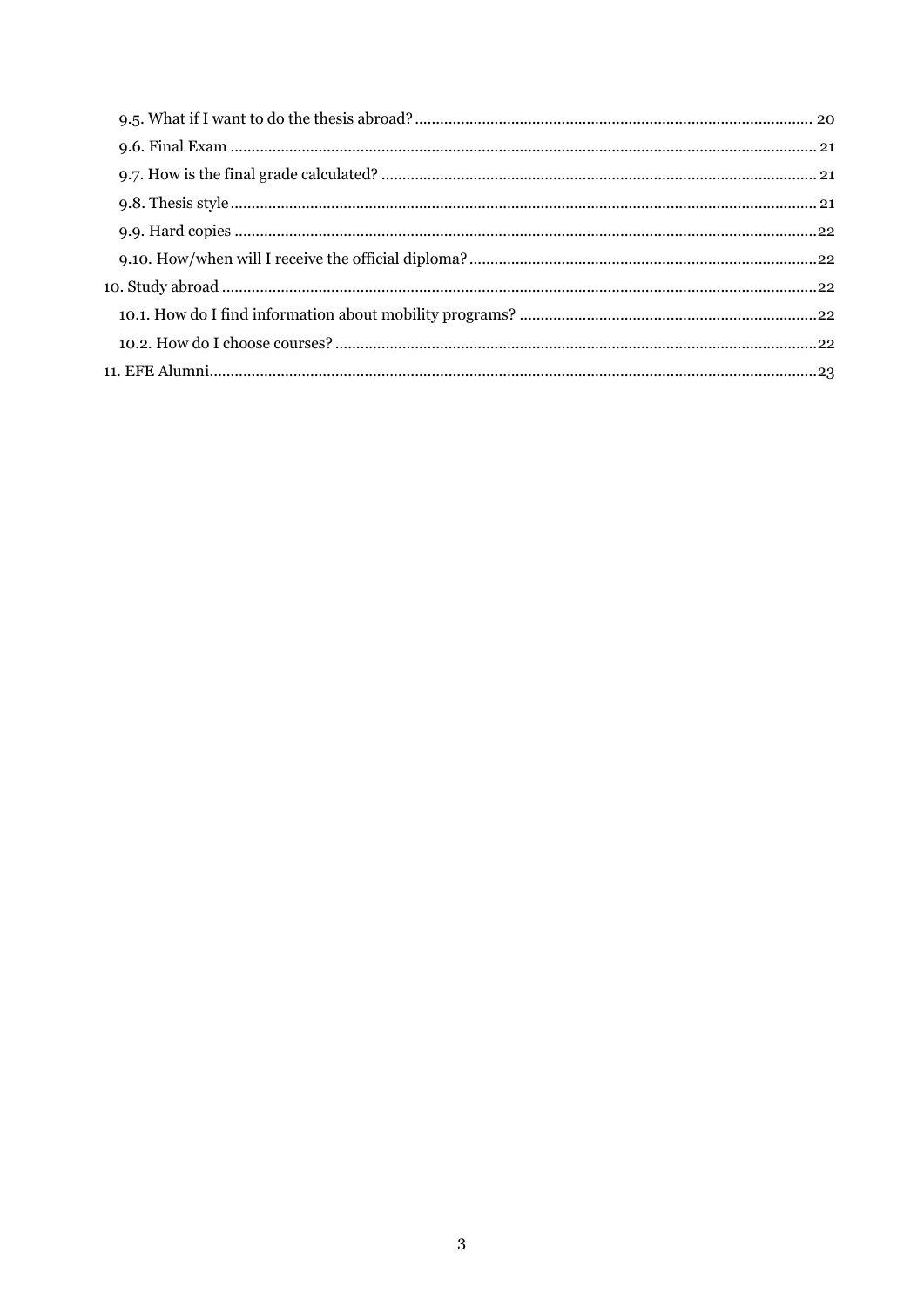9.5. What if I want to do the thesis abroad? .......... 20

9.6. Final Exam .......... 21

9.7. How is the final grade calculated? .......... 21

9.8. Thesis style .......... 21

9.9. Hard copies .......... 22

9.10. How/when will I receive the official diploma? .......... 22

10. Study abroad .......... 22

10.1. How do I find information about mobility programs? .......... 22

10.2. How do I choose courses? .......... 22

11. EFE Alumni .......... 23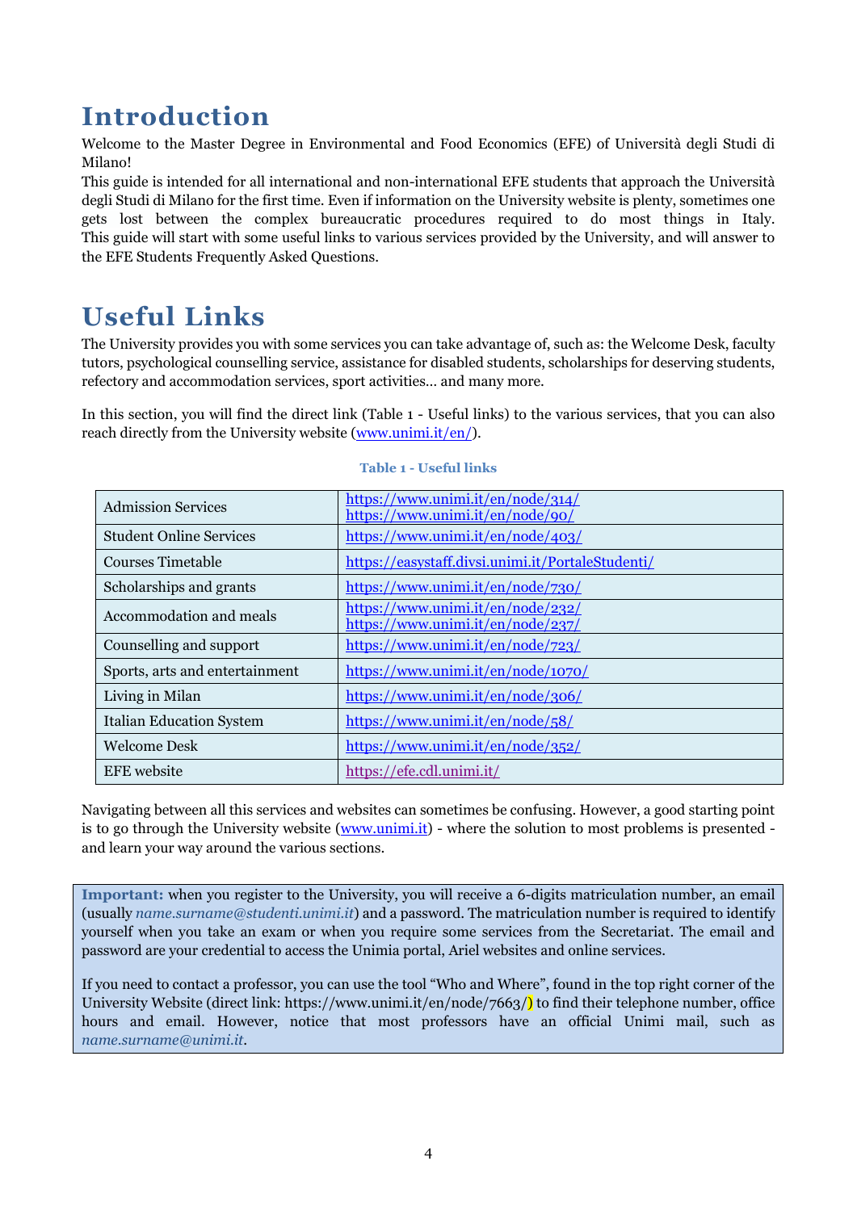# Introduction

Welcome to the Master Degree in Environmental and Food Economics (EFE) of Università degli Studi di Milano!

This guide is intended for all international and non-international EFE students that approach the Università degli Studi di Milano for the first time. Even if information on the University website is plenty, sometimes one gets lost between the complex bureaucratic procedures required to do most things in Italy. This guide will start with some useful links to various services provided by the University, and will answer to the EFE Students Frequently Asked Questions.

# Useful Links

The University provides you with some services you can take advantage of, such as: the Welcome Desk, faculty tutors, psychological counselling service, assistance for disabled students, scholarships for deserving students, refectory and accommodation services, sport activities… and many more.

In this section, you will find the direct link (Table 1 - Useful links) to the various services, that you can also reach directly from the University website (www.unimi.it/en/).

**Table 1 - Useful links**

| | |
|---|---|
| Admission Services | https://www.unimi.it/en/node/314/ https://www.unimi.it/en/node/90/ |
| Student Online Services | https://www.unimi.it/en/node/403/ |
| Courses Timetable | https://easystaff.divsi.unimi.it/PortaleStudenti/ |
| Scholarships and grants | https://www.unimi.it/en/node/730/ |
| Accommodation and meals | https://www.unimi.it/en/node/232/ https://www.unimi.it/en/node/237/ |
| Counselling and support | https://www.unimi.it/en/node/723/ |
| Sports, arts and entertainment | https://www.unimi.it/en/node/1070/ |
| Living in Milan | https://www.unimi.it/en/node/306/ |
| Italian Education System | https://www.unimi.it/en/node/58/ |
| Welcome Desk | https://www.unimi.it/en/node/352/ |
| EFE website | https://efe.cdl.unimi.it/ |

Navigating between all this services and websites can sometimes be confusing. However, a good starting point is to go through the University website (www.unimi.it) - where the solution to most problems is presented - and learn your way around the various sections.

**Important:** when you register to the University, you will receive a 6-digits matriculation number, an email (usually *name.surname@studenti.unimi.it*) and a password. The matriculation number is required to identify yourself when you take an exam or when you require some services from the Secretariat. The email and password are your credential to access the Unimia portal, Ariel websites and online services.

If you need to contact a professor, you can use the tool "Who and Where", found in the top right corner of the University Website (direct link: https://www.unimi.it/en/node/7663/) to find their telephone number, office hours and email. However, notice that most professors have an official Unimi mail, such as *name.surname@unimi.it*.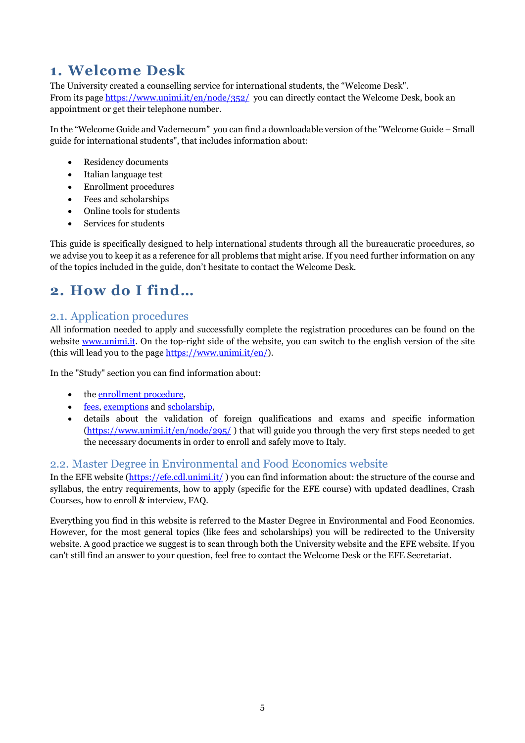# 1. Welcome Desk

The University created a counselling service for international students, the "Welcome Desk".
From its page https://www.unimi.it/en/node/352/ you can directly contact the Welcome Desk, book an appointment or get their telephone number.

In the "Welcome Guide and Vademecum" you can find a downloadable version of the "Welcome Guide – Small guide for international students", that includes information about:

- Residency documents
- Italian language test
- Enrollment procedures
- Fees and scholarships
- Online tools for students
- Services for students

This guide is specifically designed to help international students through all the bureaucratic procedures, so we advise you to keep it as a reference for all problems that might arise. If you need further information on any of the topics included in the guide, don't hesitate to contact the Welcome Desk.

# 2. How do I find...

## 2.1. Application procedures

All information needed to apply and successfully complete the registration procedures can be found on the website www.unimi.it. On the top-right side of the website, you can switch to the english version of the site (this will lead you to the page https://www.unimi.it/en/).

In the "Study" section you can find information about:

- the enrollment procedure,
- fees, exemptions and scholarship,
- details about the validation of foreign qualifications and exams and specific information (https://www.unimi.it/en/node/295/ ) that will guide you through the very first steps needed to get the necessary documents in order to enroll and safely move to Italy.

## 2.2. Master Degree in Environmental and Food Economics website

In the EFE website (https://efe.cdl.unimi.it/ ) you can find information about: the structure of the course and syllabus, the entry requirements, how to apply (specific for the EFE course) with updated deadlines, Crash Courses, how to enroll & interview, FAQ.

Everything you find in this website is referred to the Master Degree in Environmental and Food Economics. However, for the most general topics (like fees and scholarships) you will be redirected to the University website. A good practice we suggest is to scan through both the University website and the EFE website. If you can't still find an answer to your question, feel free to contact the Welcome Desk or the EFE Secretariat.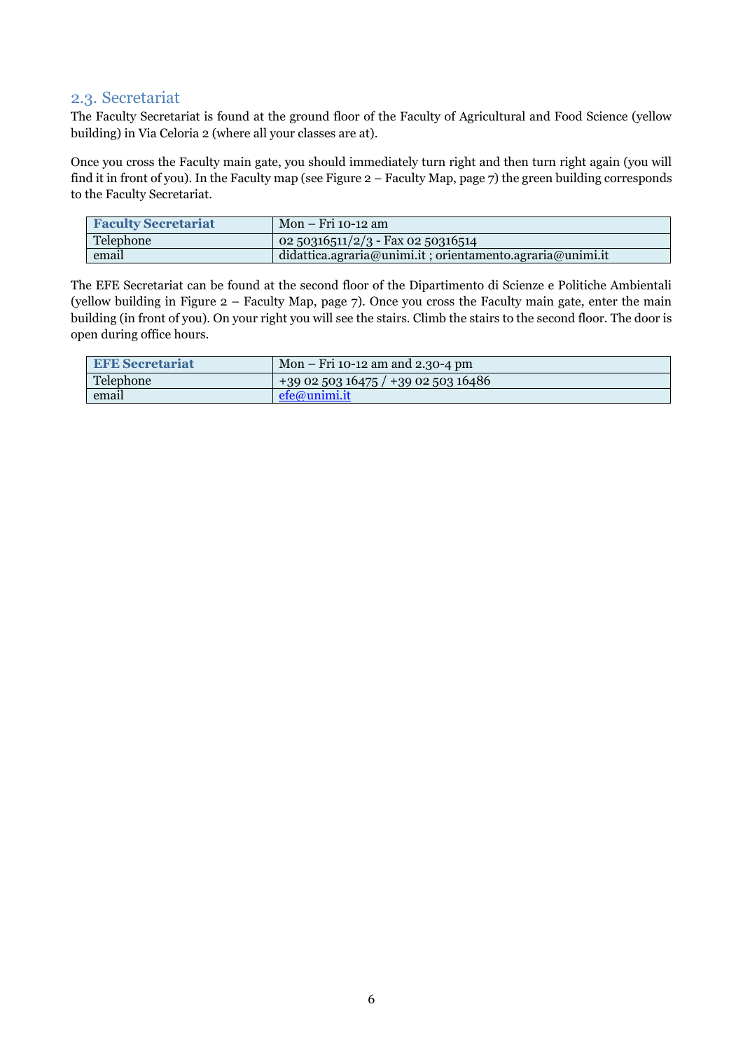## 2.3. Secretariat

The Faculty Secretariat is found at the ground floor of the Faculty of Agricultural and Food Science (yellow building) in Via Celoria 2 (where all your classes are at).

Once you cross the Faculty main gate, you should immediately turn right and then turn right again (you will find it in front of you). In the Faculty map (see Figure 2 – Faculty Map, page 7) the green building corresponds to the Faculty Secretariat.

| **Faculty Secretariat** | Mon – Fri 10-12 am |
|---|---|
| Telephone | 02 50316511/2/3 - Fax 02 50316514 |
| email | didattica.agraria@unimi.it ; orientamento.agraria@unimi.it |

The EFE Secretariat can be found at the second floor of the Dipartimento di Scienze e Politiche Ambientali (yellow building in Figure 2 – Faculty Map, page 7). Once you cross the Faculty main gate, enter the main building (in front of you). On your right you will see the stairs. Climb the stairs to the second floor. The door is open during office hours.

| **EFE Secretariat** | Mon – Fri 10-12 am and 2.30-4 pm |
|---|---|
| Telephone | +39 02 503 16475 / +39 02 503 16486 |
| email | efe@unimi.it |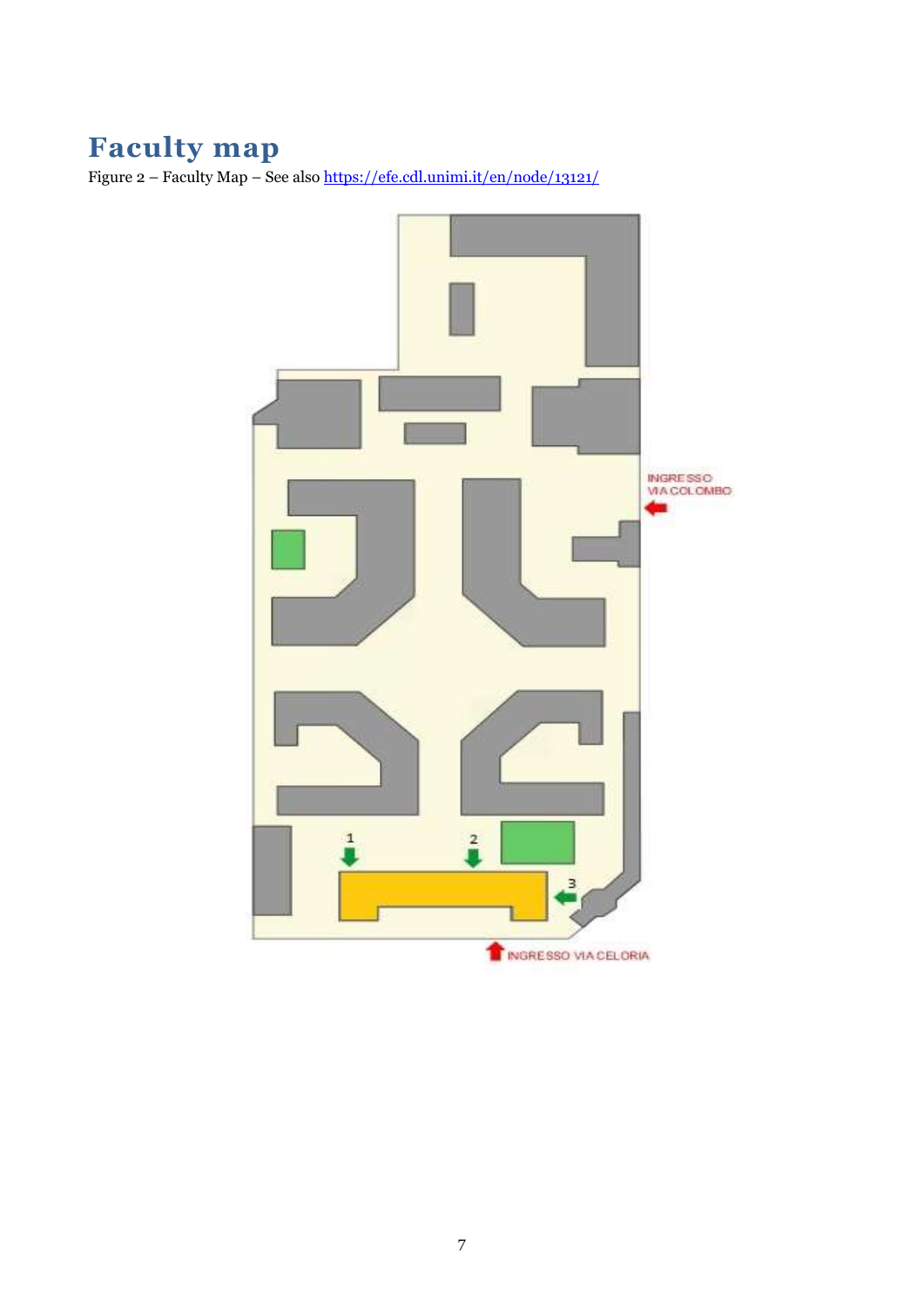# Faculty map

Figure 2 – Faculty Map – See also [https://efe.cdl.unimi.it/en/node/13121/](https://efe.cdl.unimi.it/en/node/13121/)

INGRESSO VIA COLOMBO

1

2

3

INGRESSO VIA CELORIA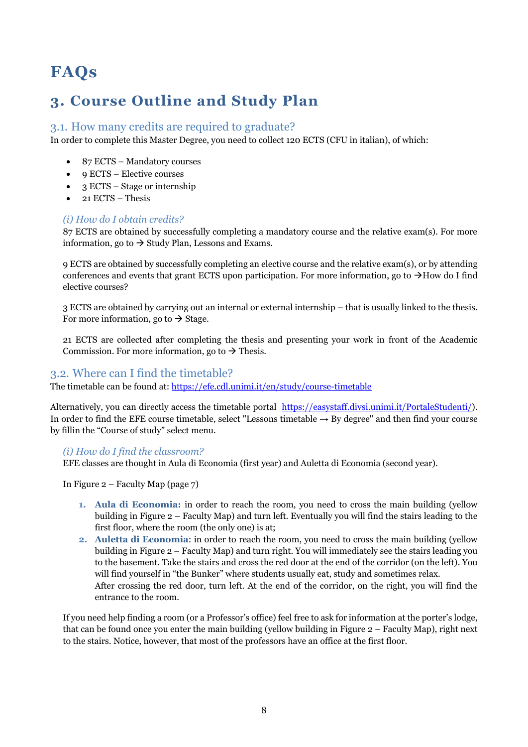# FAQs

## 3. Course Outline and Study Plan

### 3.1. How many credits are required to graduate?

In order to complete this Master Degree, you need to collect 120 ECTS (CFU in italian), of which:

- 87 ECTS – Mandatory courses
- 9 ECTS – Elective courses
- 3 ECTS – Stage or internship
- 21 ECTS – Thesis

#### *(i) How do I obtain credits?*

87 ECTS are obtained by successfully completing a mandatory course and the relative exam(s). For more information, go to → Study Plan, Lessons and Exams.

9 ECTS are obtained by successfully completing an elective course and the relative exam(s), or by attending conferences and events that grant ECTS upon participation. For more information, go to →How do I find elective courses?

3 ECTS are obtained by carrying out an internal or external internship – that is usually linked to the thesis. For more information, go to → Stage.

21 ECTS are collected after completing the thesis and presenting your work in front of the Academic Commission. For more information, go to → Thesis.

### 3.2. Where can I find the timetable?

The timetable can be found at: https://efe.cdl.unimi.it/en/study/course-timetable

Alternatively, you can directly access the timetable portal https://easystaff.divsi.unimi.it/PortaleStudenti/). In order to find the EFE course timetable, select "Lessons timetable → By degree" and then find your course by fillin the "Course of study" select menu.

#### *(i) How do I find the classroom?*

EFE classes are thought in Aula di Economia (first year) and Auletta di Economia (second year).

In Figure 2 – Faculty Map (page 7)

1. **Aula di Economia:** in order to reach the room, you need to cross the main building (yellow building in Figure 2 – Faculty Map) and turn left. Eventually you will find the stairs leading to the first floor, where the room (the only one) is at;
2. **Auletta di Economia**: in order to reach the room, you need to cross the main building (yellow building in Figure 2 – Faculty Map) and turn right. You will immediately see the stairs leading you to the basement. Take the stairs and cross the red door at the end of the corridor (on the left). You will find yourself in "the Bunker" where students usually eat, study and sometimes relax.
   After crossing the red door, turn left. At the end of the corridor, on the right, you will find the entrance to the room.

If you need help finding a room (or a Professor's office) feel free to ask for information at the porter's lodge, that can be found once you enter the main building (yellow building in Figure 2 – Faculty Map), right next to the stairs. Notice, however, that most of the professors have an office at the first floor.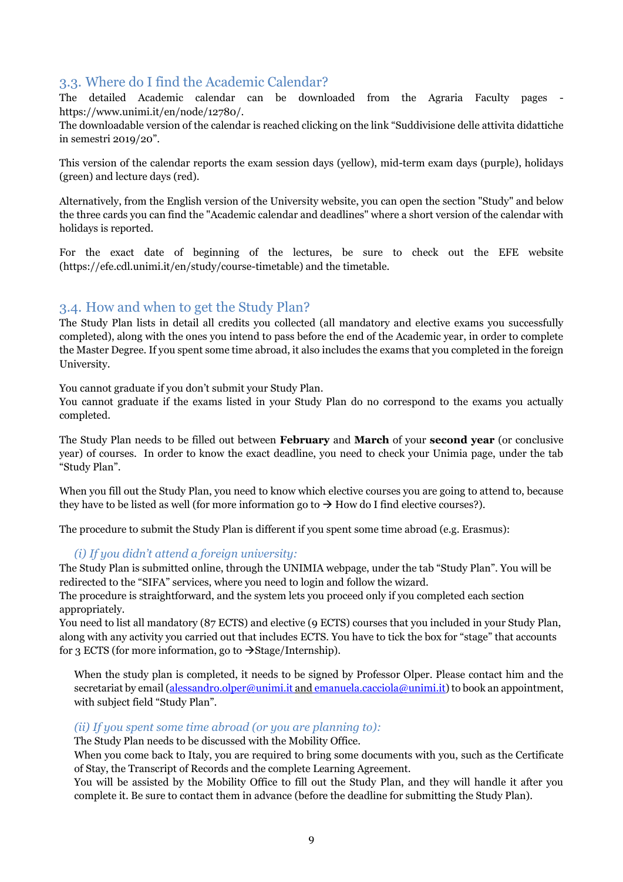## 3.3. Where do I find the Academic Calendar?

The detailed Academic calendar can be downloaded from the Agraria Faculty pages - https://www.unimi.it/en/node/12780/.
The downloadable version of the calendar is reached clicking on the link “Suddivisione delle attivita didattiche in semestri 2019/20”.

This version of the calendar reports the exam session days (yellow), mid-term exam days (purple), holidays (green) and lecture days (red).

Alternatively, from the English version of the University website, you can open the section "Study" and below the three cards you can find the "Academic calendar and deadlines" where a short version of the calendar with holidays is reported.

For the exact date of beginning of the lectures, be sure to check out the EFE website (https://efe.cdl.unimi.it/en/study/course-timetable) and the timetable.

## 3.4. How and when to get the Study Plan?

The Study Plan lists in detail all credits you collected (all mandatory and elective exams you successfully completed), along with the ones you intend to pass before the end of the Academic year, in order to complete the Master Degree. If you spent some time abroad, it also includes the exams that you completed in the foreign University.

You cannot graduate if you don’t submit your Study Plan.
You cannot graduate if the exams listed in your Study Plan do no correspond to the exams you actually completed.

The Study Plan needs to be filled out between **February** and **March** of your **second year** (or conclusive year) of courses. In order to know the exact deadline, you need to check your Unimia page, under the tab “Study Plan”.

When you fill out the Study Plan, you need to know which elective courses you are going to attend to, because they have to be listed as well (for more information go to → How do I find elective courses?).

The procedure to submit the Study Plan is different if you spent some time abroad (e.g. Erasmus):

*(i) If you didn’t attend a foreign university:*

The Study Plan is submitted online, through the UNIMIA webpage, under the tab “Study Plan”. You will be redirected to the “SIFA” services, where you need to login and follow the wizard.
The procedure is straightforward, and the system lets you proceed only if you completed each section appropriately.
You need to list all mandatory (87 ECTS) and elective (9 ECTS) courses that you included in your Study Plan, along with any activity you carried out that includes ECTS. You have to tick the box for “stage” that accounts for 3 ECTS (for more information, go to →Stage/Internship).

When the study plan is completed, it needs to be signed by Professor Olper. Please contact him and the secretariat by email (alessandro.olper@unimi.it and emanuela.cacciola@unimi.it) to book an appointment, with subject field “Study Plan”.

*(ii) If you spent some time abroad (or you are planning to):*

The Study Plan needs to be discussed with the Mobility Office.
When you come back to Italy, you are required to bring some documents with you, such as the Certificate of Stay, the Transcript of Records and the complete Learning Agreement.
You will be assisted by the Mobility Office to fill out the Study Plan, and they will handle it after you complete it. Be sure to contact them in advance (before the deadline for submitting the Study Plan).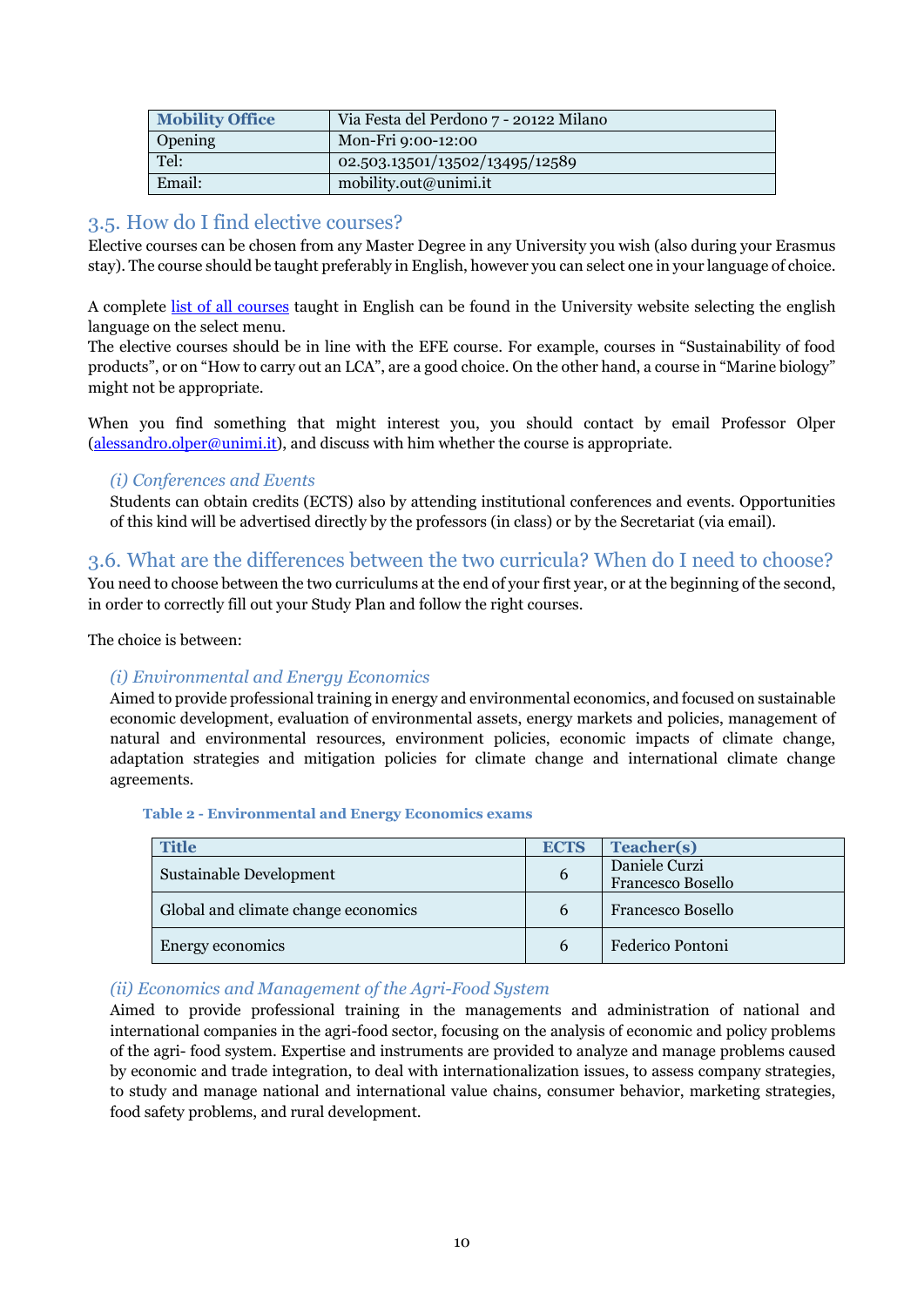| Mobility Office | Via Festa del Perdono 7 - 20122 Milano |
| --- | --- |
| Opening | Mon-Fri 9:00-12:00 |
| Tel: | 02.503.13501/13502/13495/12589 |
| Email: | mobility.out@unimi.it |

## 3.5. How do I find elective courses?

Elective courses can be chosen from any Master Degree in any University you wish (also during your Erasmus stay). The course should be taught preferably in English, however you can select one in your language of choice.

A complete list of all courses taught in English can be found in the University website selecting the english language on the select menu.
The elective courses should be in line with the EFE course. For example, courses in "Sustainability of food products", or on "How to carry out an LCA", are a good choice. On the other hand, a course in "Marine biology" might not be appropriate.

When you find something that might interest you, you should contact by email Professor Olper (alessandro.olper@unimi.it), and discuss with him whether the course is appropriate.

### *(i) Conferences and Events*

Students can obtain credits (ECTS) also by attending institutional conferences and events. Opportunities of this kind will be advertised directly by the professors (in class) or by the Secretariat (via email).

## 3.6. What are the differences between the two curricula? When do I need to choose?

You need to choose between the two curriculums at the end of your first year, or at the beginning of the second, in order to correctly fill out your Study Plan and follow the right courses.

The choice is between:

### *(i) Environmental and Energy Economics*

Aimed to provide professional training in energy and environmental economics, and focused on sustainable economic development, evaluation of environmental assets, energy markets and policies, management of natural and environmental resources, environment policies, economic impacts of climate change, adaptation strategies and mitigation policies for climate change and international climate change agreements.

**Table 2 - Environmental and Energy Economics exams**

| Title | ECTS | Teacher(s) |
| --- | --- | --- |
| Sustainable Development | 6 | Daniele Curzi<br>Francesco Bosello |
| Global and climate change economics | 6 | Francesco Bosello |
| Energy economics | 6 | Federico Pontoni |

### *(ii) Economics and Management of the Agri-Food System*

Aimed to provide professional training in the managements and administration of national and international companies in the agri-food sector, focusing on the analysis of economic and policy problems of the agri- food system. Expertise and instruments are provided to analyze and manage problems caused by economic and trade integration, to deal with internationalization issues, to assess company strategies, to study and manage national and international value chains, consumer behavior, marketing strategies, food safety problems, and rural development.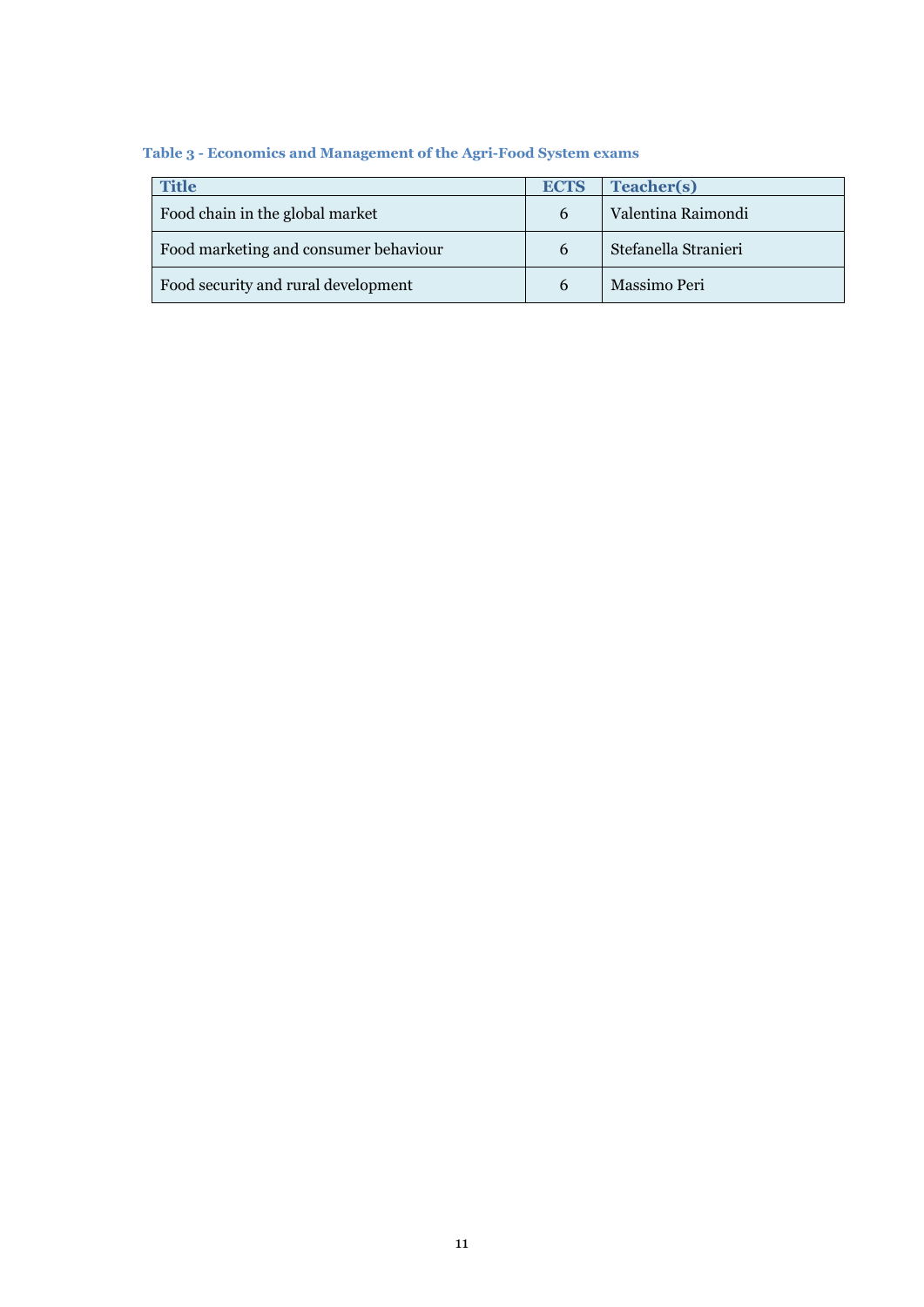**Table 3 - Economics and Management of the Agri-Food System exams**

| Title | ECTS | Teacher(s) |
|---|---|---|
| Food chain in the global market | 6 | Valentina Raimondi |
| Food marketing and consumer behaviour | 6 | Stefanella Stranieri |
| Food security and rural development | 6 | Massimo Peri |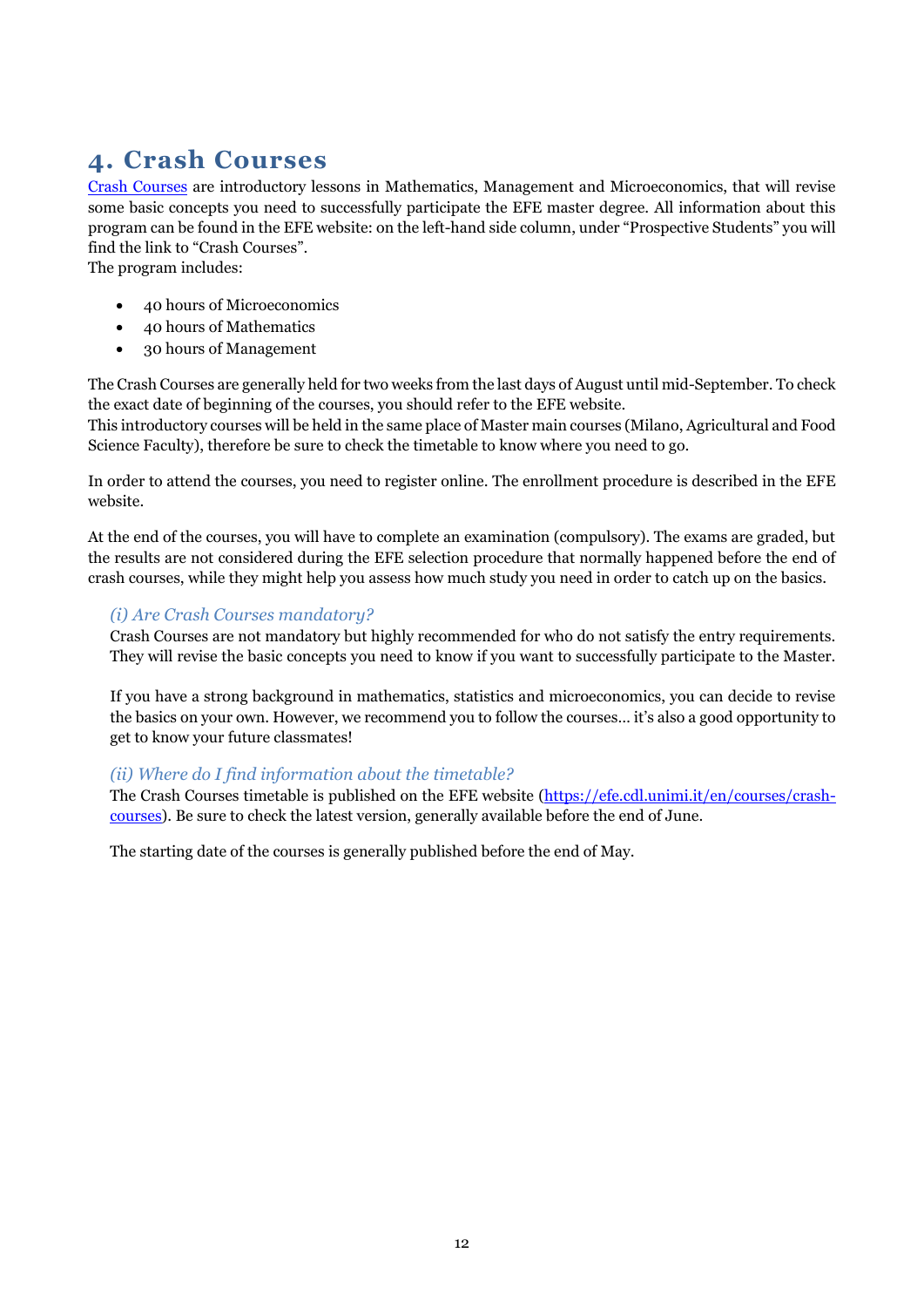## 4. Crash Courses

[Crash Courses](https://efe.cdl.unimi.it/en/courses/crash-courses) are introductory lessons in Mathematics, Management and Microeconomics, that will revise some basic concepts you need to successfully participate the EFE master degree. All information about this program can be found in the EFE website: on the left-hand side column, under "Prospective Students" you will find the link to "Crash Courses".
The program includes:

- 40 hours of Microeconomics
- 40 hours of Mathematics
- 30 hours of Management

The Crash Courses are generally held for two weeks from the last days of August until mid-September. To check the exact date of beginning of the courses, you should refer to the EFE website.
This introductory courses will be held in the same place of Master main courses (Milano, Agricultural and Food Science Faculty), therefore be sure to check the timetable to know where you need to go.

In order to attend the courses, you need to register online. The enrollment procedure is described in the EFE website.

At the end of the courses, you will have to complete an examination (compulsory). The exams are graded, but the results are not considered during the EFE selection procedure that normally happened before the end of crash courses, while they might help you assess how much study you need in order to catch up on the basics.

### *(i) Are Crash Courses mandatory?*

Crash Courses are not mandatory but highly recommended for who do not satisfy the entry requirements. They will revise the basic concepts you need to know if you want to successfully participate to the Master.

If you have a strong background in mathematics, statistics and microeconomics, you can decide to revise the basics on your own. However, we recommend you to follow the courses... it's also a good opportunity to get to know your future classmates!

### *(ii) Where do I find information about the timetable?*

The Crash Courses timetable is published on the EFE website ([https://efe.cdl.unimi.it/en/courses/crash-courses](https://efe.cdl.unimi.it/en/courses/crash-courses)). Be sure to check the latest version, generally available before the end of June.

The starting date of the courses is generally published before the end of May.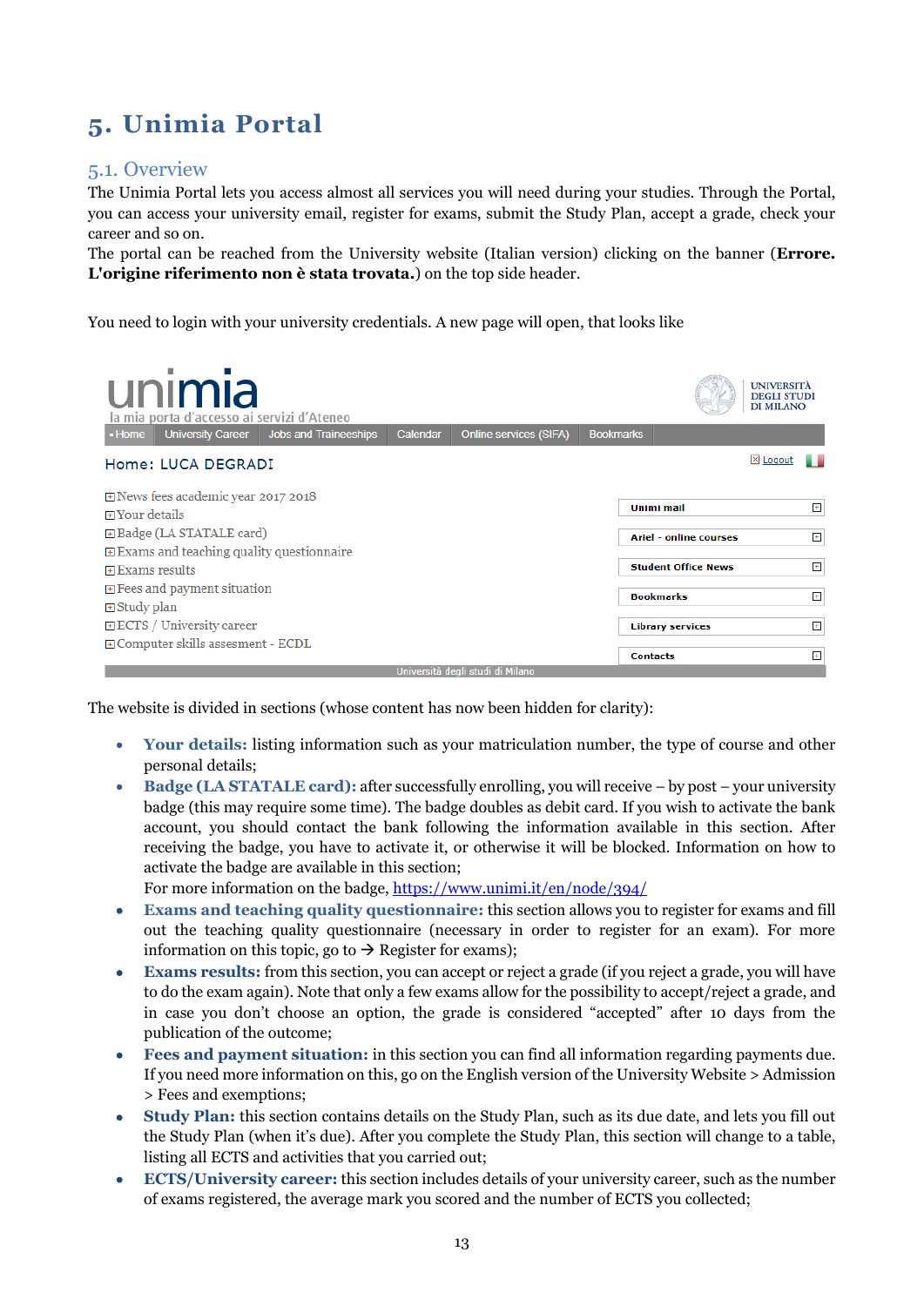# 5. Unimia Portal

## 5.1. Overview

The Unimia Portal lets you access almost all services you will need during your studies. Through the Portal, you can access your university email, register for exams, submit the Study Plan, accept a grade, check your career and so on.

The portal can be reached from the University website (Italian version) clicking on the banner (**Errore. L'origine riferimento non è stata trovata.**) on the top side header.

You need to login with your university credentials. A new page will open, that looks like

The website is divided in sections (whose content has now been hidden for clarity):

- **Your details:** listing information such as your matriculation number, the type of course and other personal details;
- **Badge (LA STATALE card):** after successfully enrolling, you will receive – by post – your university badge (this may require some time). The badge doubles as debit card. If you wish to activate the bank account, you should contact the bank following the information available in this section. After receiving the badge, you have to activate it, or otherwise it will be blocked. Information on how to activate the badge are available in this section;
  For more information on the badge, https://www.unimi.it/en/node/394/
- **Exams and teaching quality questionnaire:** this section allows you to register for exams and fill out the teaching quality questionnaire (necessary in order to register for an exam). For more information on this topic, go to → Register for exams);
- **Exams results:** from this section, you can accept or reject a grade (if you reject a grade, you will have to do the exam again). Note that only a few exams allow for the possibility to accept/reject a grade, and in case you don't choose an option, the grade is considered "accepted" after 10 days from the publication of the outcome;
- **Fees and payment situation:** in this section you can find all information regarding payments due. If you need more information on this, go on the English version of the University Website > Admission > Fees and exemptions;
- **Study Plan:** this section contains details on the Study Plan, such as its due date, and lets you fill out the Study Plan (when it's due). After you complete the Study Plan, this section will change to a table, listing all ECTS and activities that you carried out;
- **ECTS/University career:** this section includes details of your university career, such as the number of exams registered, the average mark you scored and the number of ECTS you collected;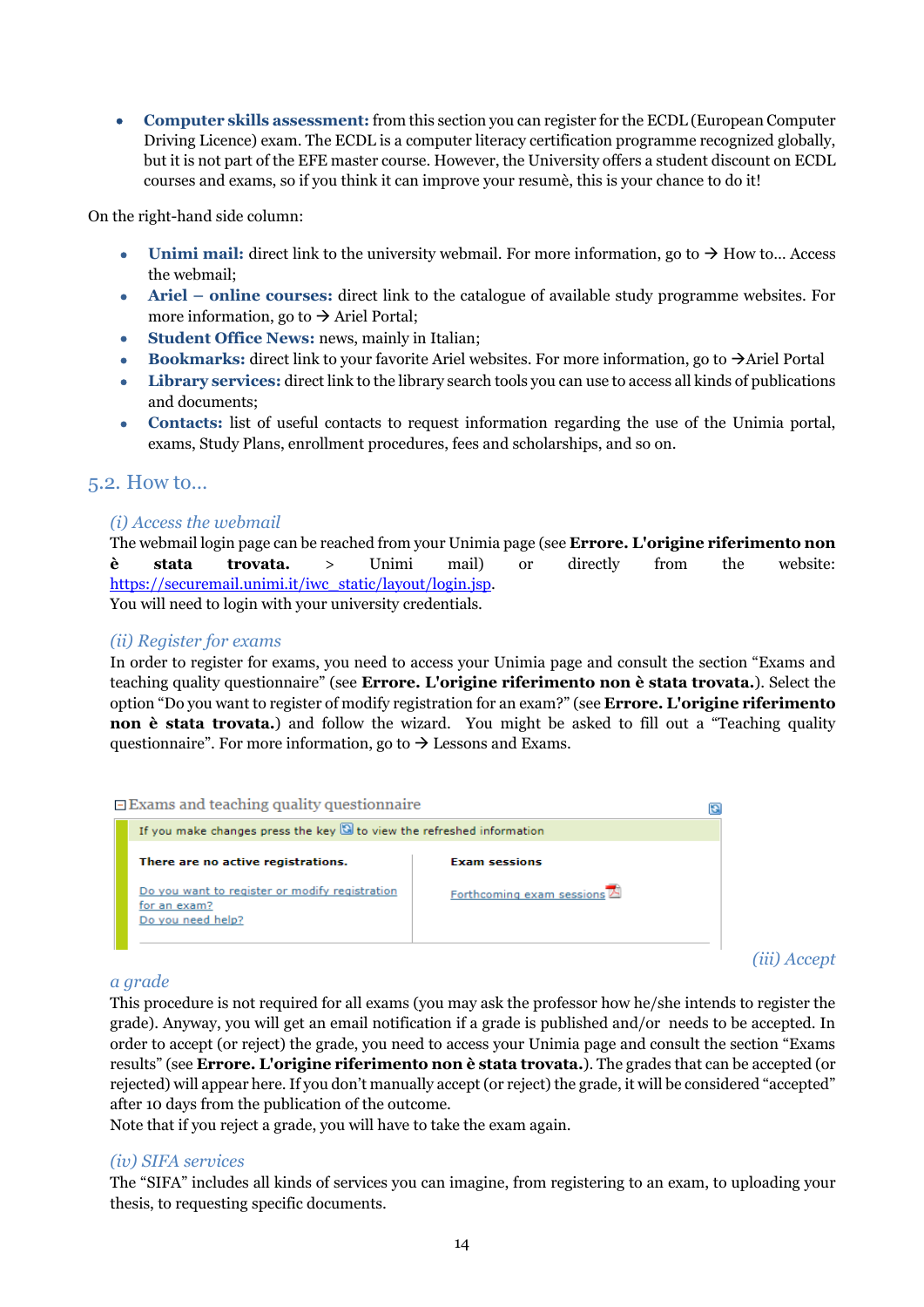- **Computer skills assessment:** from this section you can register for the ECDL (European Computer Driving Licence) exam. The ECDL is a computer literacy certification programme recognized globally, but it is not part of the EFE master course. However, the University offers a student discount on ECDL courses and exams, so if you think it can improve your resumè, this is your chance to do it!

On the right-hand side column:

- **Unimi mail:** direct link to the university webmail. For more information, go to → How to... Access the webmail;
- **Ariel – online courses:** direct link to the catalogue of available study programme websites. For more information, go to → Ariel Portal;
- **Student Office News:** news, mainly in Italian;
- **Bookmarks:** direct link to your favorite Ariel websites. For more information, go to →Ariel Portal
- **Library services:** direct link to the library search tools you can use to access all kinds of publications and documents;
- **Contacts:** list of useful contacts to request information regarding the use of the Unimia portal, exams, Study Plans, enrollment procedures, fees and scholarships, and so on.

## 5.2. How to...

### *(i) Access the webmail*

The webmail login page can be reached from your Unimia page (see **Errore. L'origine riferimento non è stata trovata.** > Unimi mail) or directly from the website: https://securemail.unimi.it/iwc_static/layout/login.jsp.
You will need to login with your university credentials.

### *(ii) Register for exams*

In order to register for exams, you need to access your Unimia page and consult the section "Exams and teaching quality questionnaire" (see **Errore. L'origine riferimento non è stata trovata.**). Select the option "Do you want to register of modify registration for an exam?" (see **Errore. L'origine riferimento non è stata trovata.**) and follow the wizard. You might be asked to fill out a "Teaching quality questionnaire". For more information, go to → Lessons and Exams.

⊟ Exams and teaching quality questionnaire

If you make changes press the key to view the refreshed information

| There are no active registrations. | Exam sessions |
|---|---|
| Do you want to register or modify registration for an exam? Do you need help? | Forthcoming exam sessions |

### *(iii) Accept a grade*

This procedure is not required for all exams (you may ask the professor how he/she intends to register the grade). Anyway, you will get an email notification if a grade is published and/or needs to be accepted. In order to accept (or reject) the grade, you need to access your Unimia page and consult the section "Exams results" (see **Errore. L'origine riferimento non è stata trovata.**). The grades that can be accepted (or rejected) will appear here. If you don't manually accept (or reject) the grade, it will be considered "accepted" after 10 days from the publication of the outcome.
Note that if you reject a grade, you will have to take the exam again.

### *(iv) SIFA services*

The "SIFA" includes all kinds of services you can imagine, from registering to an exam, to uploading your thesis, to requesting specific documents.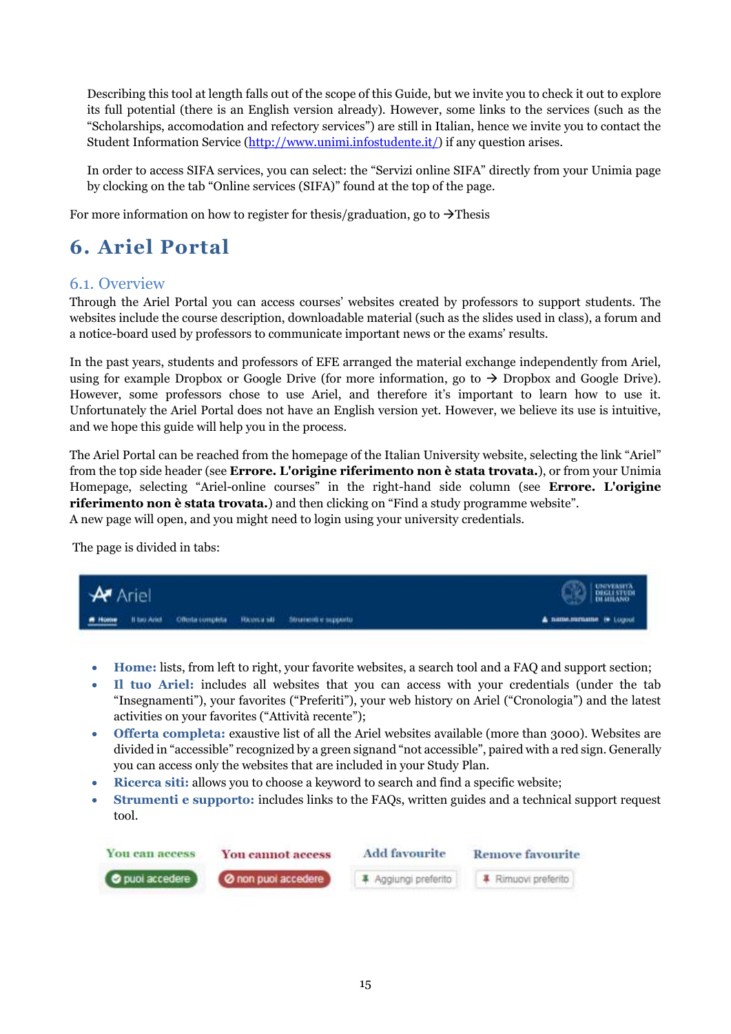Describing this tool at length falls out of the scope of this Guide, but we invite you to check it out to explore its full potential (there is an English version already). However, some links to the services (such as the "Scholarships, accomodation and refectory services") are still in Italian, hence we invite you to contact the Student Information Service (http://www.unimi.infostudente.it/) if any question arises.

In order to access SIFA services, you can select: the "Servizi online SIFA" directly from your Unimia page by clocking on the tab "Online services (SIFA)" found at the top of the page.

For more information on how to register for thesis/graduation, go to →Thesis

# 6. Ariel Portal

## 6.1. Overview

Through the Ariel Portal you can access courses' websites created by professors to support students. The websites include the course description, downloadable material (such as the slides used in class), a forum and a notice-board used by professors to communicate important news or the exams' results.

In the past years, students and professors of EFE arranged the material exchange independently from Ariel, using for example Dropbox or Google Drive (for more information, go to → Dropbox and Google Drive). However, some professors chose to use Ariel, and therefore it's important to learn how to use it. Unfortunately the Ariel Portal does not have an English version yet. However, we believe its use is intuitive, and we hope this guide will help you in the process.

The Ariel Portal can be reached from the homepage of the Italian University website, selecting the link "Ariel" from the top side header (see **Errore. L'origine riferimento non è stata trovata.**), or from your Unimia Homepage, selecting "Ariel-online courses" in the right-hand side column (see **Errore. L'origine riferimento non è stata trovata.**) and then clicking on "Find a study programme website".
A new page will open, and you might need to login using your university credentials.

The page is divided in tabs:

- **Home:** lists, from left to right, your favorite websites, a search tool and a FAQ and support section;
- **Il tuo Ariel:** includes all websites that you can access with your credentials (under the tab "Insegnamenti"), your favorites ("Preferiti"), your web history on Ariel ("Cronologia") and the latest activities on your favorites ("Attività recente");
- **Offerta completa:** exaustive list of all the Ariel websites available (more than 3000). Websites are divided in "accessible" recognized by a green signand "not accessible", paired with a red sign. Generally you can access only the websites that are included in your Study Plan.
- **Ricerca siti:** allows you to choose a keyword to search and find a specific website;
- **Strumenti e supporto:** includes links to the FAQs, written guides and a technical support request tool.

| You can access | You cannot access | Add favourite | Remove favourite |
|---|---|---|---|
| puoi accedere | non puoi accedere | Aggiungi preferito | Rimuovi preferito |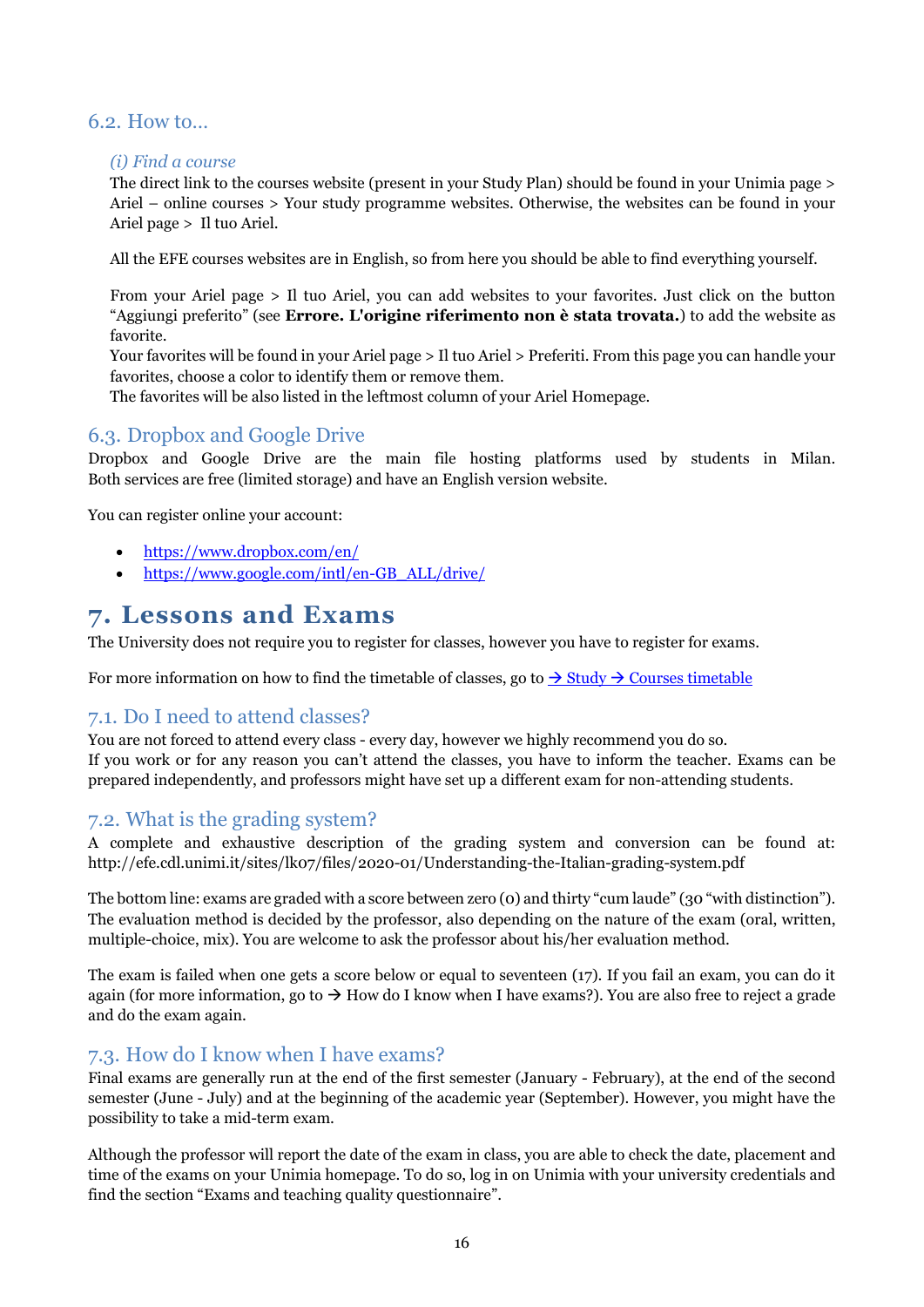## 6.2. How to…

### *(i) Find a course*

The direct link to the courses website (present in your Study Plan) should be found in your Unimia page > Ariel – online courses > Your study programme websites. Otherwise, the websites can be found in your Ariel page > Il tuo Ariel.

All the EFE courses websites are in English, so from here you should be able to find everything yourself.

From your Ariel page > Il tuo Ariel, you can add websites to your favorites. Just click on the button "Aggiungi preferito" (see **Errore. L'origine riferimento non è stata trovata.**) to add the website as favorite.
Your favorites will be found in your Ariel page > Il tuo Ariel > Preferiti. From this page you can handle your favorites, choose a color to identify them or remove them.
The favorites will be also listed in the leftmost column of your Ariel Homepage.

## 6.3. Dropbox and Google Drive

Dropbox and Google Drive are the main file hosting platforms used by students in Milan. Both services are free (limited storage) and have an English version website.

You can register online your account:

- https://www.dropbox.com/en/
- https://www.google.com/intl/en-GB_ALL/drive/

# 7. Lessons and Exams

The University does not require you to register for classes, however you have to register for exams.

For more information on how to find the timetable of classes, go to → Study → Courses timetable

## 7.1. Do I need to attend classes?

You are not forced to attend every class - every day, however we highly recommend you do so.
If you work or for any reason you can't attend the classes, you have to inform the teacher. Exams can be prepared independently, and professors might have set up a different exam for non-attending students.

## 7.2. What is the grading system?

A complete and exhaustive description of the grading system and conversion can be found at: http://efe.cdl.unimi.it/sites/lk07/files/2020-01/Understanding-the-Italian-grading-system.pdf

The bottom line: exams are graded with a score between zero (0) and thirty "cum laude" (30 "with distinction"). The evaluation method is decided by the professor, also depending on the nature of the exam (oral, written, multiple-choice, mix). You are welcome to ask the professor about his/her evaluation method.

The exam is failed when one gets a score below or equal to seventeen (17). If you fail an exam, you can do it again (for more information, go to → How do I know when I have exams?). You are also free to reject a grade and do the exam again.

## 7.3. How do I know when I have exams?

Final exams are generally run at the end of the first semester (January - February), at the end of the second semester (June - July) and at the beginning of the academic year (September). However, you might have the possibility to take a mid-term exam.

Although the professor will report the date of the exam in class, you are able to check the date, placement and time of the exams on your Unimia homepage. To do so, log in on Unimia with your university credentials and find the section "Exams and teaching quality questionnaire".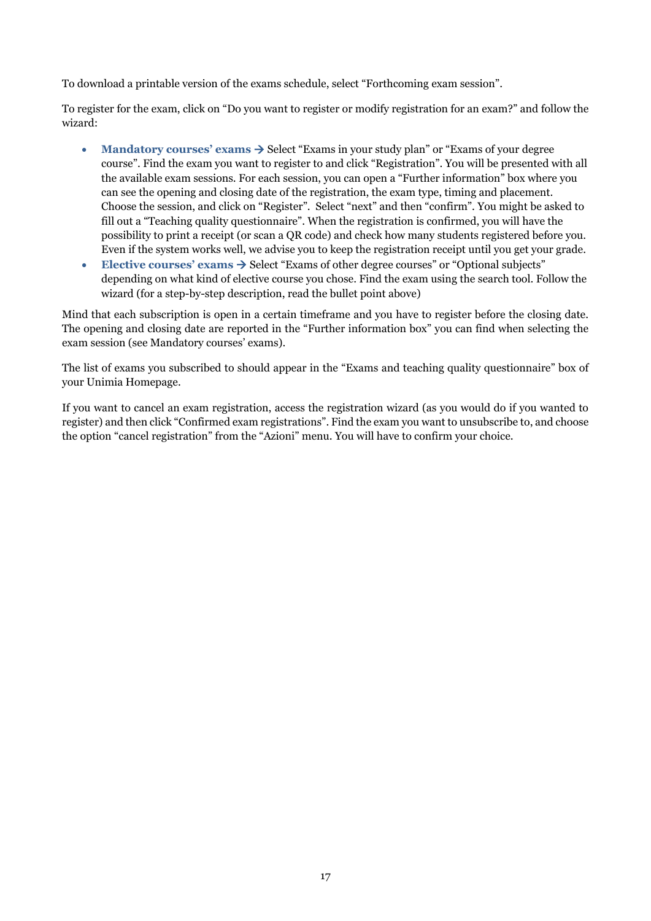To download a printable version of the exams schedule, select “Forthcoming exam session”.

To register for the exam, click on “Do you want to register or modify registration for an exam?” and follow the wizard:

- **Mandatory courses’ exams →** Select “Exams in your study plan” or “Exams of your degree course”. Find the exam you want to register to and click “Registration”. You will be presented with all the available exam sessions. For each session, you can open a “Further information” box where you can see the opening and closing date of the registration, the exam type, timing and placement. Choose the session, and click on “Register”. Select “next” and then “confirm”. You might be asked to fill out a “Teaching quality questionnaire”. When the registration is confirmed, you will have the possibility to print a receipt (or scan a QR code) and check how many students registered before you. Even if the system works well, we advise you to keep the registration receipt until you get your grade.
- **Elective courses’ exams →** Select “Exams of other degree courses” or “Optional subjects” depending on what kind of elective course you chose. Find the exam using the search tool. Follow the wizard (for a step-by-step description, read the bullet point above)

Mind that each subscription is open in a certain timeframe and you have to register before the closing date. The opening and closing date are reported in the “Further information box” you can find when selecting the exam session (see Mandatory courses’ exams).

The list of exams you subscribed to should appear in the “Exams and teaching quality questionnaire” box of your Unimia Homepage.

If you want to cancel an exam registration, access the registration wizard (as you would do if you wanted to register) and then click “Confirmed exam registrations”. Find the exam you want to unsubscribe to, and choose the option “cancel registration” from the “Azioni” menu. You will have to confirm your choice.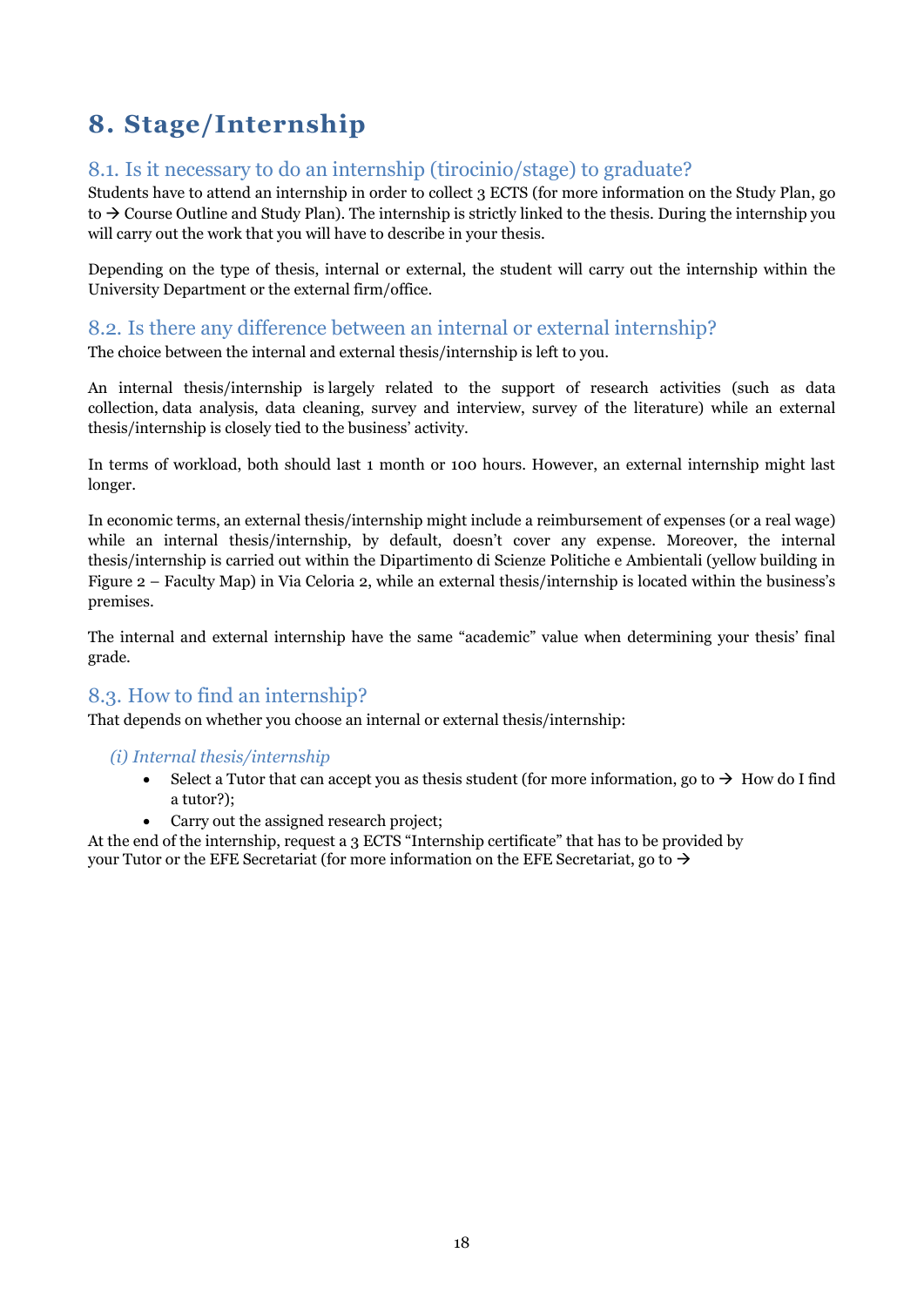# 8. Stage/Internship

## 8.1. Is it necessary to do an internship (tirocinio/stage) to graduate?

Students have to attend an internship in order to collect 3 ECTS (for more information on the Study Plan, go to → Course Outline and Study Plan). The internship is strictly linked to the thesis. During the internship you will carry out the work that you will have to describe in your thesis.

Depending on the type of thesis, internal or external, the student will carry out the internship within the University Department or the external firm/office.

## 8.2. Is there any difference between an internal or external internship?

The choice between the internal and external thesis/internship is left to you.

An internal thesis/internship is largely related to the support of research activities (such as data collection, data analysis, data cleaning, survey and interview, survey of the literature) while an external thesis/internship is closely tied to the business' activity.

In terms of workload, both should last 1 month or 100 hours. However, an external internship might last longer.

In economic terms, an external thesis/internship might include a reimbursement of expenses (or a real wage) while an internal thesis/internship, by default, doesn't cover any expense. Moreover, the internal thesis/internship is carried out within the Dipartimento di Scienze Politiche e Ambientali (yellow building in Figure 2 – Faculty Map) in Via Celoria 2, while an external thesis/internship is located within the business's premises.

The internal and external internship have the same "academic" value when determining your thesis' final grade.

## 8.3. How to find an internship?

That depends on whether you choose an internal or external thesis/internship:

### *(i) Internal thesis/internship*

- Select a Tutor that can accept you as thesis student (for more information, go to → How do I find a tutor?);
- Carry out the assigned research project;

At the end of the internship, request a 3 ECTS "Internship certificate" that has to be provided by your Tutor or the EFE Secretariat (for more information on the EFE Secretariat, go to →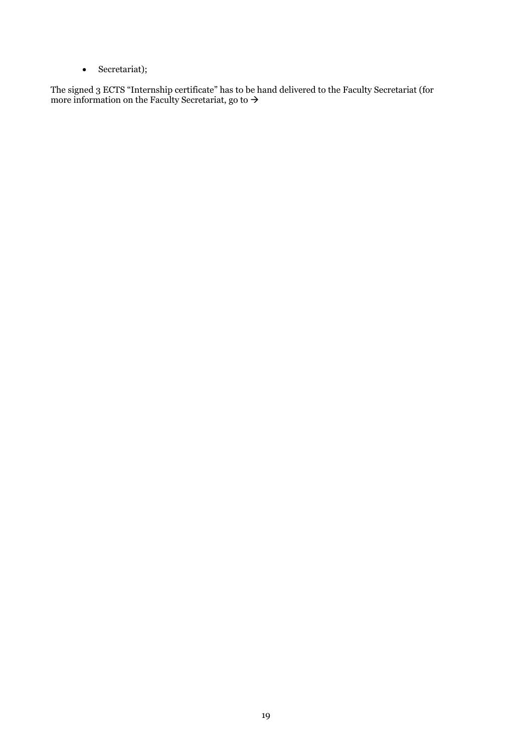- Secretariat);

The signed 3 ECTS "Internship certificate" has to be hand delivered to the Faculty Secretariat (for more information on the Faculty Secretariat, go to →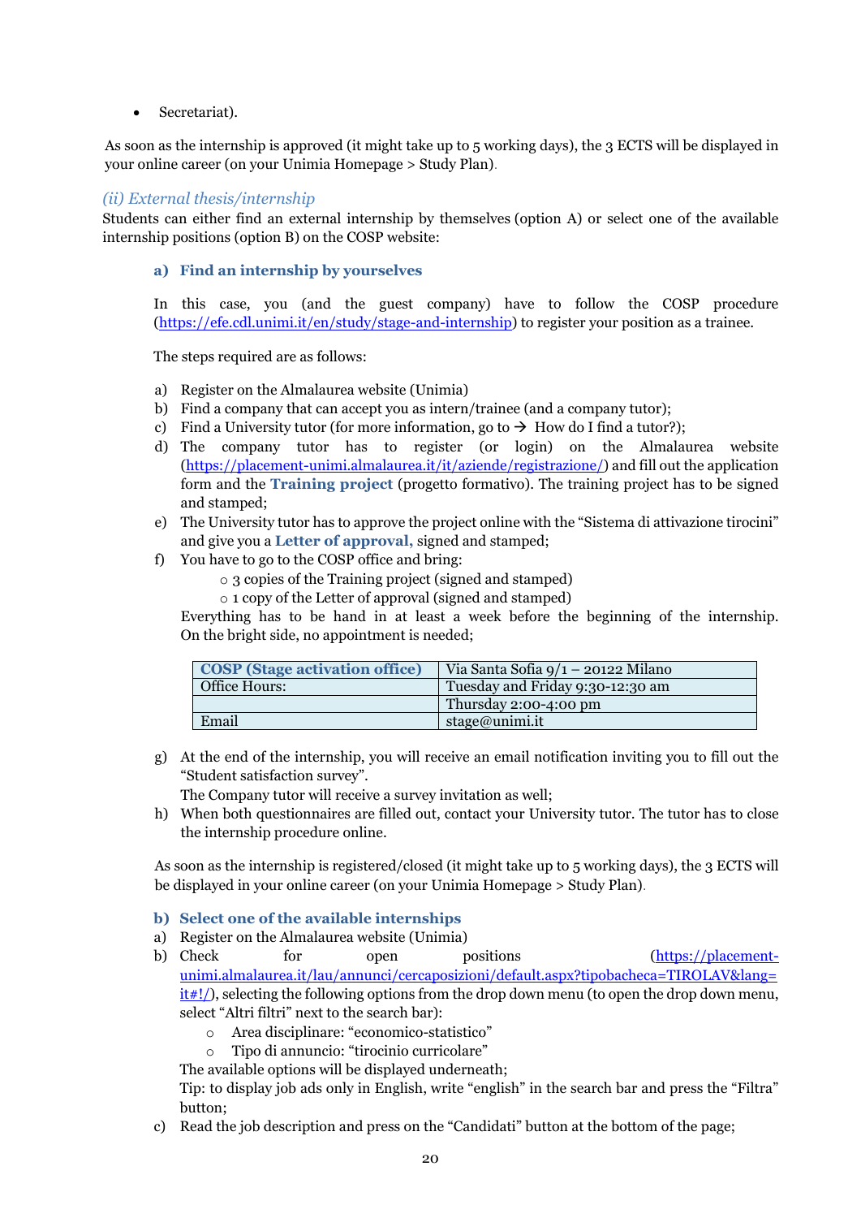- Secretariat).

As soon as the internship is approved (it might take up to 5 working days), the 3 ECTS will be displayed in your online career (on your Unimia Homepage > Study Plan).

### *(ii) External thesis/internship*

Students can either find an external internship by themselves (option A) or select one of the available internship positions (option B) on the COSP website:

#### a) Find an internship by yourselves

In this case, you (and the guest company) have to follow the COSP procedure (https://efe.cdl.unimi.it/en/study/stage-and-internship) to register your position as a trainee.

The steps required are as follows:

a) Register on the Almalaurea website (Unimia)
b) Find a company that can accept you as intern/trainee (and a company tutor);
c) Find a University tutor (for more information, go to → How do I find a tutor?);
d) The company tutor has to register (or login) on the Almalaurea website (https://placement-unimi.almalaurea.it/it/aziende/registrazione/) and fill out the application form and the **Training project** (progetto formativo). The training project has to be signed and stamped;
e) The University tutor has to approve the project online with the "Sistema di attivazione tirocini" and give you a **Letter of approval,** signed and stamped;
f) You have to go to the COSP office and bring:
   - 3 copies of the Training project (signed and stamped)
   - 1 copy of the Letter of approval (signed and stamped)

   Everything has to be hand in at least a week before the beginning of the internship. On the bright side, no appointment is needed;

| **COSP (Stage activation office)** | Via Santa Sofia 9/1 – 20122 Milano |
|---|---|
| Office Hours: | Tuesday and Friday 9:30-12:30 am |
| | Thursday 2:00-4:00 pm |
| Email | stage@unimi.it |

g) At the end of the internship, you will receive an email notification inviting you to fill out the "Student satisfaction survey".
   The Company tutor will receive a survey invitation as well;
h) When both questionnaires are filled out, contact your University tutor. The tutor has to close the internship procedure online.

As soon as the internship is registered/closed (it might take up to 5 working days), the 3 ECTS will be displayed in your online career (on your Unimia Homepage > Study Plan).

#### b) Select one of the available internships

a) Register on the Almalaurea website (Unimia)
b) Check for open positions (https://placement-unimi.almalaurea.it/lau/annunci/cercaposizioni/default.aspx?tipobacheca=TIROLAV&lang=it#!/), selecting the following options from the drop down menu (to open the drop down menu, select "Altri filtri" next to the search bar):
   - Area disciplinare: "economico-statistico"
   - Tipo di annuncio: "tirocinio curricolare"

   The available options will be displayed underneath;
   Tip: to display job ads only in English, write "english" in the search bar and press the "Filtra" button;
c) Read the job description and press on the "Candidati" button at the bottom of the page;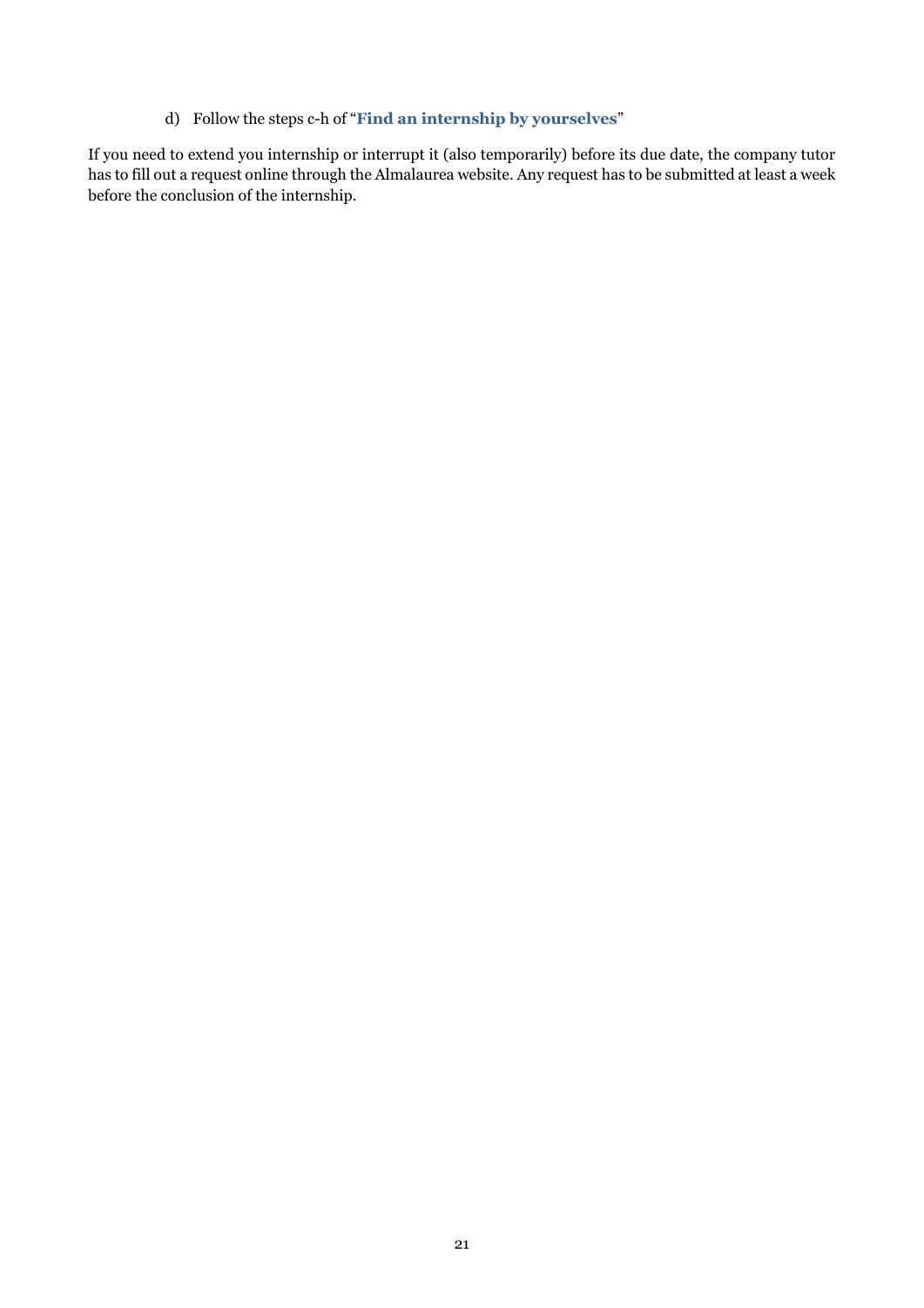d) Follow the steps c-h of "**Find an internship by yourselves**"

If you need to extend you internship or interrupt it (also temporarily) before its due date, the company tutor has to fill out a request online through the Almalaurea website. Any request has to be submitted at least a week before the conclusion of the internship.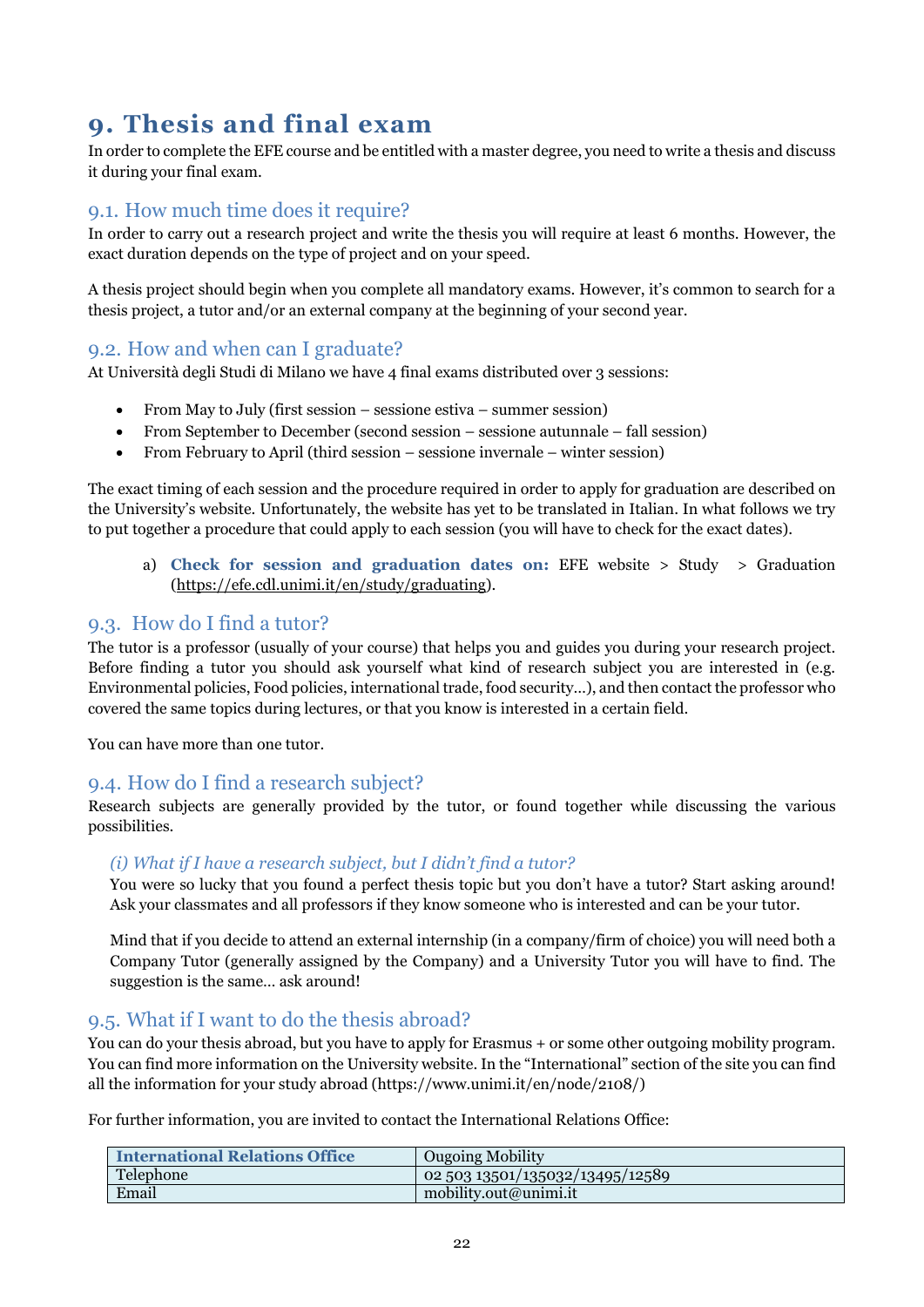# 9. Thesis and final exam

In order to complete the EFE course and be entitled with a master degree, you need to write a thesis and discuss it during your final exam.

## 9.1. How much time does it require?

In order to carry out a research project and write the thesis you will require at least 6 months. However, the exact duration depends on the type of project and on your speed.

A thesis project should begin when you complete all mandatory exams. However, it's common to search for a thesis project, a tutor and/or an external company at the beginning of your second year.

## 9.2. How and when can I graduate?

At Università degli Studi di Milano we have 4 final exams distributed over 3 sessions:

- From May to July (first session – sessione estiva – summer session)
- From September to December (second session – sessione autunnale – fall session)
- From February to April (third session – sessione invernale – winter session)

The exact timing of each session and the procedure required in order to apply for graduation are described on the University's website. Unfortunately, the website has yet to be translated in Italian. In what follows we try to put together a procedure that could apply to each session (you will have to check for the exact dates).

a) **Check for session and graduation dates on:** EFE website > Study > Graduation (https://efe.cdl.unimi.it/en/study/graduating).

## 9.3. How do I find a tutor?

The tutor is a professor (usually of your course) that helps you and guides you during your research project. Before finding a tutor you should ask yourself what kind of research subject you are interested in (e.g. Environmental policies, Food policies, international trade, food security…), and then contact the professor who covered the same topics during lectures, or that you know is interested in a certain field.

You can have more than one tutor.

## 9.4. How do I find a research subject?

Research subjects are generally provided by the tutor, or found together while discussing the various possibilities.

### *(i) What if I have a research subject, but I didn't find a tutor?*

You were so lucky that you found a perfect thesis topic but you don't have a tutor? Start asking around! Ask your classmates and all professors if they know someone who is interested and can be your tutor.

Mind that if you decide to attend an external internship (in a company/firm of choice) you will need both a Company Tutor (generally assigned by the Company) and a University Tutor you will have to find. The suggestion is the same… ask around!

## 9.5. What if I want to do the thesis abroad?

You can do your thesis abroad, but you have to apply for Erasmus + or some other outgoing mobility program. You can find more information on the University website. In the "International" section of the site you can find all the information for your study abroad (https://www.unimi.it/en/node/2108/)

For further information, you are invited to contact the International Relations Office:

| **International Relations Office** | Ougoing Mobility |
|---|---|
| Telephone | 02 503 13501/135032/13495/12589 |
| Email | mobility.out@unimi.it |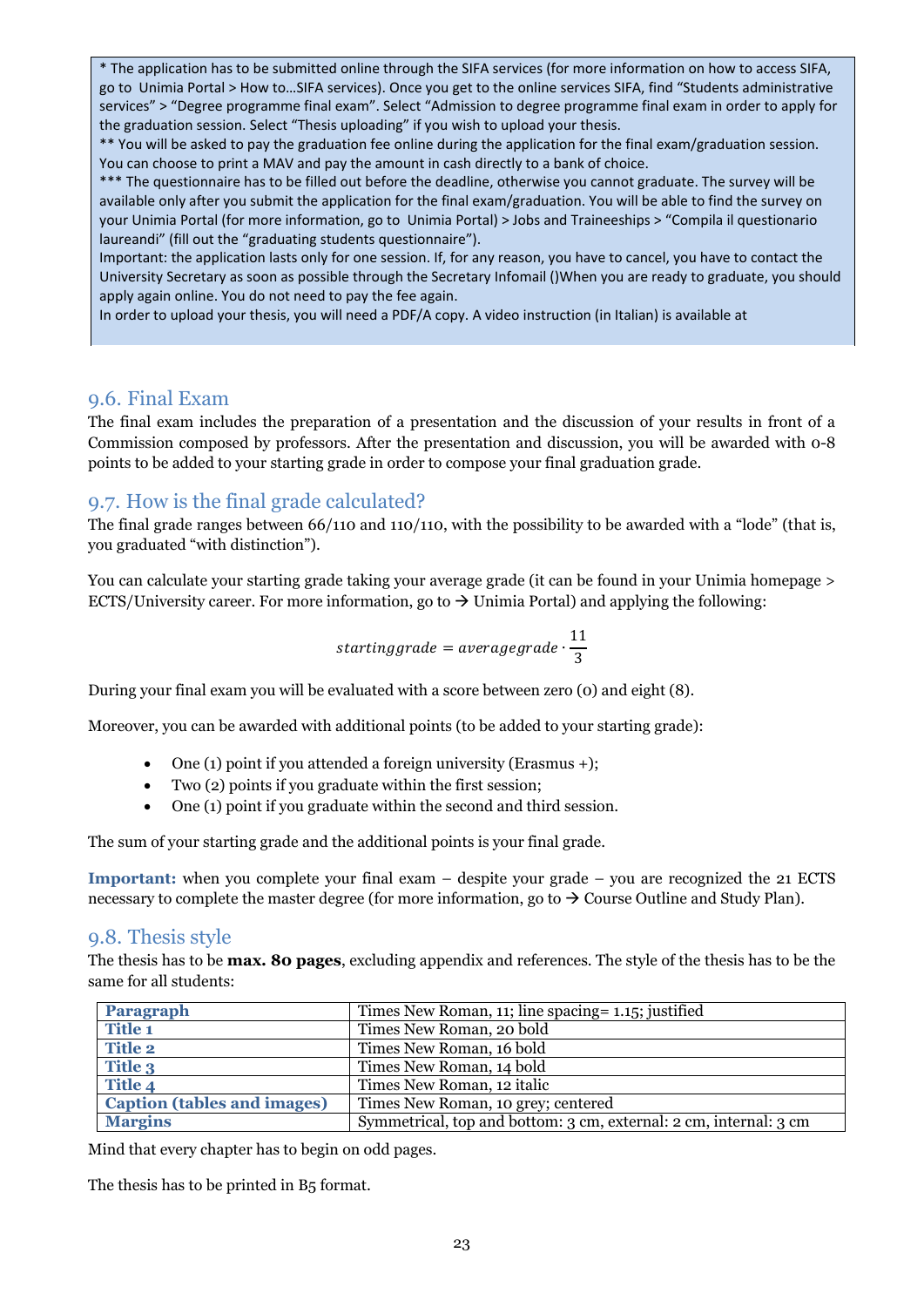\* The application has to be submitted online through the SIFA services (for more information on how to access SIFA, go to Unimia Portal > How to…SIFA services). Once you get to the online services SIFA, find "Students administrative services" > "Degree programme final exam". Select "Admission to degree programme final exam in order to apply for the graduation session. Select "Thesis uploading" if you wish to upload your thesis.

\** You will be asked to pay the graduation fee online during the application for the final exam/graduation session. You can choose to print a MAV and pay the amount in cash directly to a bank of choice.

\*** The questionnaire has to be filled out before the deadline, otherwise you cannot graduate. The survey will be available only after you submit the application for the final exam/graduation. You will be able to find the survey on your Unimia Portal (for more information, go to Unimia Portal) > Jobs and Traineeships > "Compila il questionario laureandi" (fill out the "graduating students questionnaire").

Important: the application lasts only for one session. If, for any reason, you have to cancel, you have to contact the University Secretary as soon as possible through the Secretary Infomail ()When you are ready to graduate, you should apply again online. You do not need to pay the fee again.

In order to upload your thesis, you will need a PDF/A copy. A video instruction (in Italian) is available at

## 9.6. Final Exam

The final exam includes the preparation of a presentation and the discussion of your results in front of a Commission composed by professors. After the presentation and discussion, you will be awarded with 0-8 points to be added to your starting grade in order to compose your final graduation grade.

## 9.7. How is the final grade calculated?

The final grade ranges between 66/110 and 110/110, with the possibility to be awarded with a "lode" (that is, you graduated "with distinction").

You can calculate your starting grade taking your average grade (it can be found in your Unimia homepage > ECTS/University career. For more information, go to → Unimia Portal) and applying the following:

$$startinggrade = averagegrade \cdot \frac{11}{3}$$

During your final exam you will be evaluated with a score between zero (0) and eight (8).

Moreover, you can be awarded with additional points (to be added to your starting grade):

- One (1) point if you attended a foreign university (Erasmus +);
- Two (2) points if you graduate within the first session;
- One (1) point if you graduate within the second and third session.

The sum of your starting grade and the additional points is your final grade.

**Important:** when you complete your final exam – despite your grade – you are recognized the 21 ECTS necessary to complete the master degree (for more information, go to → Course Outline and Study Plan).

## 9.8. Thesis style

The thesis has to be **max. 80 pages**, excluding appendix and references. The style of the thesis has to be the same for all students:

| | |
|---|---|
| **Paragraph** | Times New Roman, 11; line spacing= 1.15; justified |
| **Title 1** | Times New Roman, 20 bold |
| **Title 2** | Times New Roman, 16 bold |
| **Title 3** | Times New Roman, 14 bold |
| **Title 4** | Times New Roman, 12 italic |
| **Caption (tables and images)** | Times New Roman, 10 grey; centered |
| **Margins** | Symmetrical, top and bottom: 3 cm, external: 2 cm, internal: 3 cm |

Mind that every chapter has to begin on odd pages.

The thesis has to be printed in B5 format.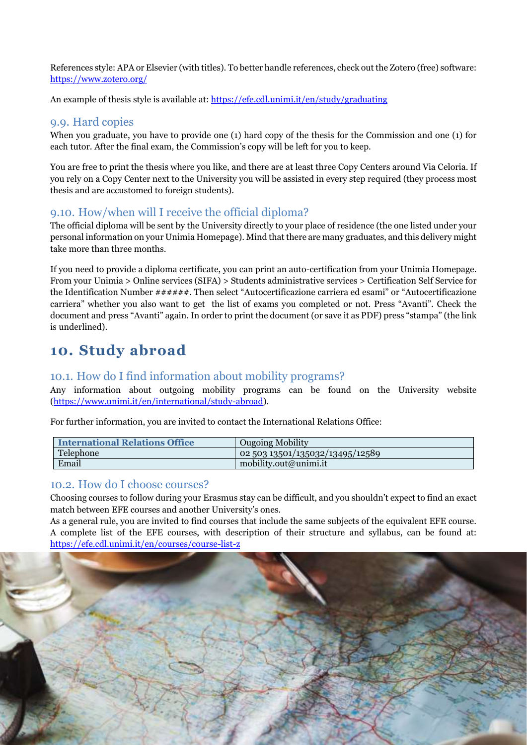References style: APA or Elsevier (with titles). To better handle references, check out the Zotero (free) software: https://www.zotero.org/

An example of thesis style is available at: https://efe.cdl.unimi.it/en/study/graduating

### 9.9. Hard copies

When you graduate, you have to provide one (1) hard copy of the thesis for the Commission and one (1) for each tutor. After the final exam, the Commission's copy will be left for you to keep.

You are free to print the thesis where you like, and there are at least three Copy Centers around Via Celoria. If you rely on a Copy Center next to the University you will be assisted in every step required (they process most thesis and are accustomed to foreign students).

### 9.10. How/when will I receive the official diploma?

The official diploma will be sent by the University directly to your place of residence (the one listed under your personal information on your Unimia Homepage). Mind that there are many graduates, and this delivery might take more than three months.

If you need to provide a diploma certificate, you can print an auto-certification from your Unimia Homepage. From your Unimia > Online services (SIFA) > Students administrative services > Certification Self Service for the Identification Number ######. Then select "Autocertificazione carriera ed esami" or "Autocertificazione carriera" whether you also want to get  the list of exams you completed or not. Press "Avanti". Check the document and press "Avanti" again. In order to print the document (or save it as PDF) press "stampa" (the link is underlined).

## 10. Study abroad

### 10.1. How do I find information about mobility programs?

Any information about outgoing mobility programs can be found on the University website (https://www.unimi.it/en/international/study-abroad).

For further information, you are invited to contact the International Relations Office:

| **International Relations Office** | Ougoing Mobility |
|---|---|
| Telephone | 02 503 13501/135032/13495/12589 |
| Email | mobility.out@unimi.it |

### 10.2. How do I choose courses?

Choosing courses to follow during your Erasmus stay can be difficult, and you shouldn't expect to find an exact match between EFE courses and another University's ones.

As a general rule, you are invited to find courses that include the same subjects of the equivalent EFE course. A complete list of the EFE courses, with description of their structure and syllabus, can be found at: https://efe.cdl.unimi.it/en/courses/course-list-z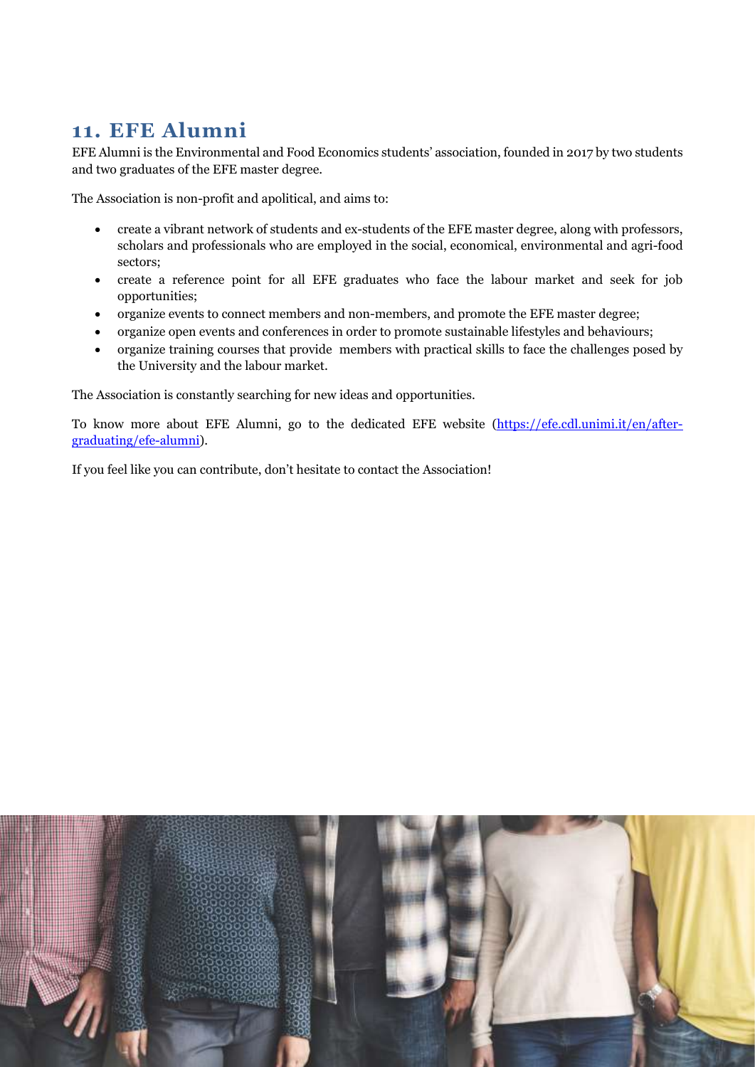## 11. EFE Alumni

EFE Alumni is the Environmental and Food Economics students' association, founded in 2017 by two students and two graduates of the EFE master degree.

The Association is non-profit and apolitical, and aims to:

- create a vibrant network of students and ex-students of the EFE master degree, along with professors, scholars and professionals who are employed in the social, economical, environmental and agri-food sectors;
- create a reference point for all EFE graduates who face the labour market and seek for job opportunities;
- organize events to connect members and non-members, and promote the EFE master degree;
- organize open events and conferences in order to promote sustainable lifestyles and behaviours;
- organize training courses that provide members with practical skills to face the challenges posed by the University and the labour market.

The Association is constantly searching for new ideas and opportunities.

To know more about EFE Alumni, go to the dedicated EFE website (https://efe.cdl.unimi.it/en/after-graduating/efe-alumni).

If you feel like you can contribute, don't hesitate to contact the Association!